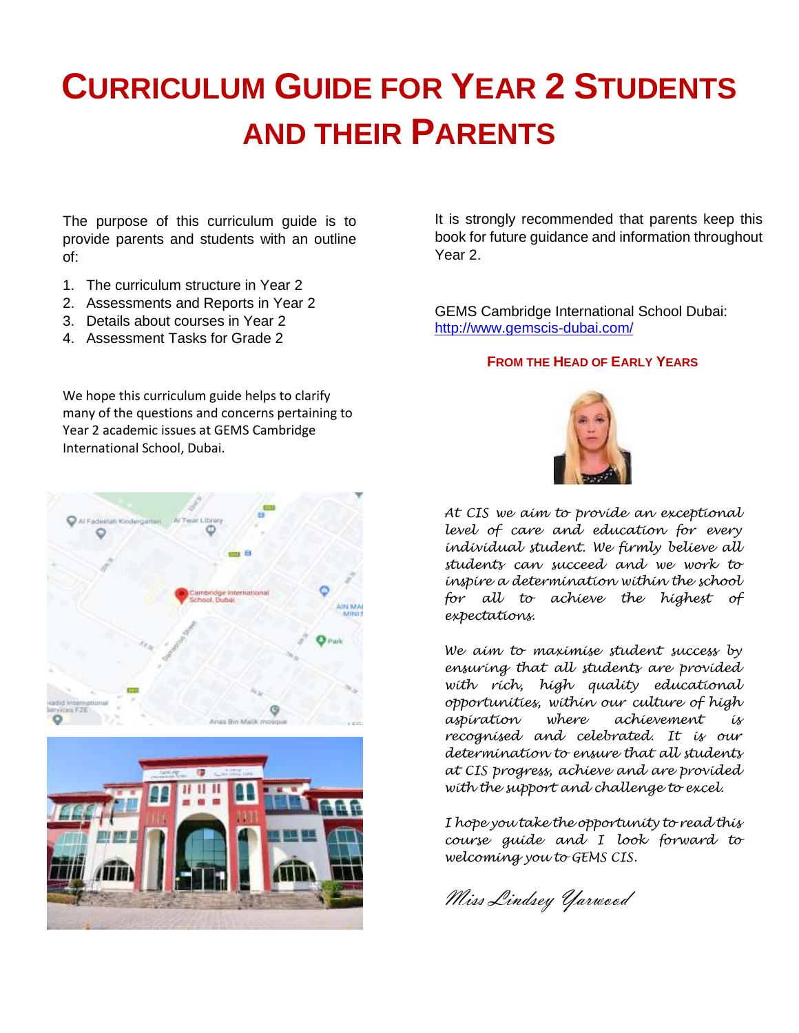# CURRICULUM GUIDE FOR YEAR 2 STUDENTS AND THEIR PARENTS

The purpose of this curriculum guide is to provide parents and students with an outline of:

1. The curriculum structure in Year 2
2. Assessments and Reports in Year 2
3. Details about courses in Year 2
4. Assessment Tasks for Grade 2

We hope this curriculum guide helps to clarify many of the questions and concerns pertaining to Year 2 academic issues at GEMS Cambridge International School, Dubai.

It is strongly recommended that parents keep this book for future guidance and information throughout Year 2.

GEMS Cambridge International School Dubai:
http://www.gemscis-dubai.com/

## FROM THE HEAD OF EARLY YEARS

*At CIS we aim to provide an exceptional level of care and education for every individual student. We firmly believe all students can succeed and we work to inspire a determination within the school for all to achieve the highest of expectations.*

*We aim to maximise student success by ensuring that all students are provided with rich, high quality educational opportunities, within our culture of high aspiration where achievement is recognised and celebrated. It is our determination to ensure that all students at CIS progress, achieve and are provided with the support and challenge to excel.*

*I hope you take the opportunity to read this course guide and I look forward to welcoming you to GEMS CIS.*

*Miss Lindsey Yarwood*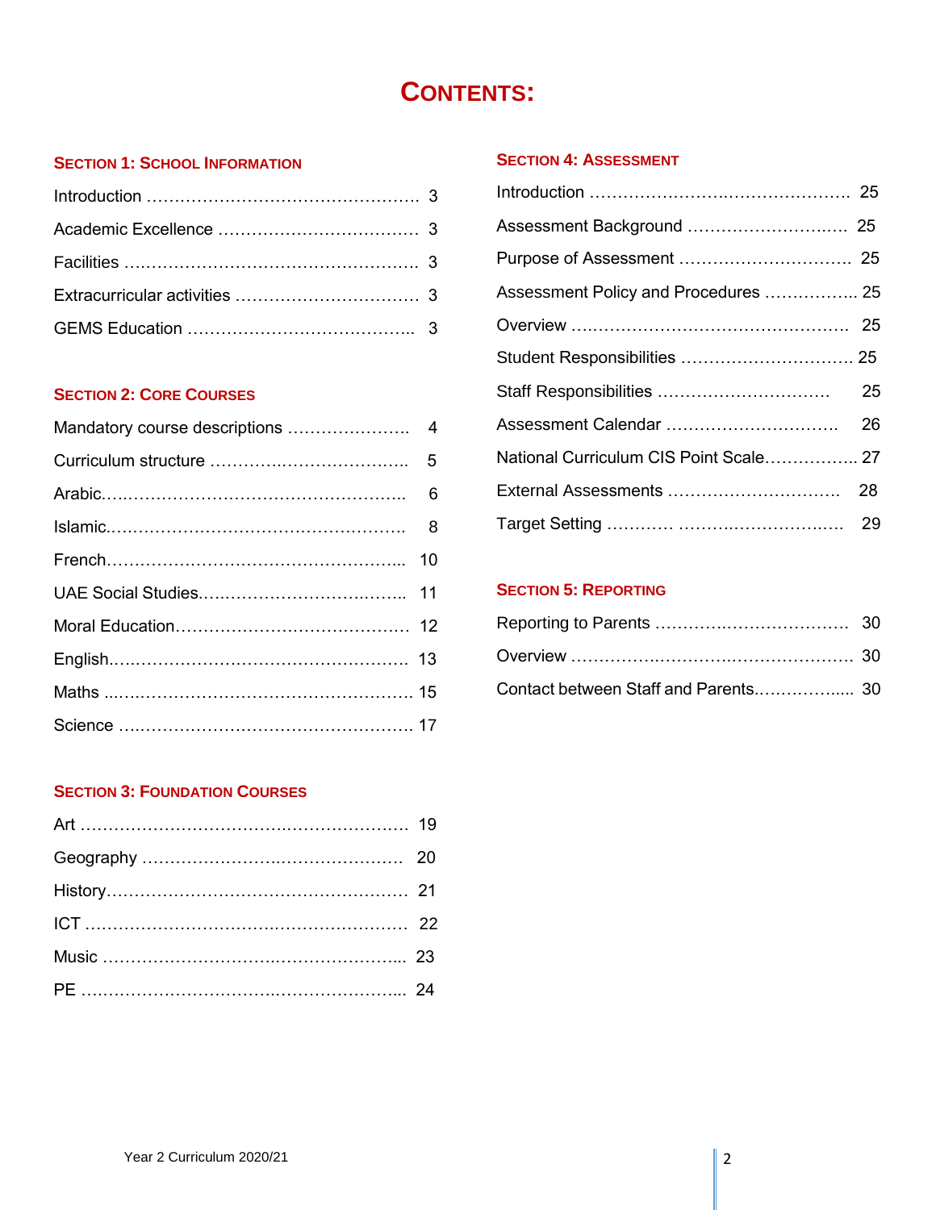# CONTENTS:

## SECTION 1: SCHOOL INFORMATION

Introduction ………………………………………… 3

Academic Excellence ……………………………… 3

Facilities …………………………………………… 3

Extracurricular activities …………………………… 3

GEMS Education ………………………………….. 3

## SECTION 2: CORE COURSES

Mandatory course descriptions …………………. 4

Curriculum structure …………………………….. 5

Arabic……………………………………………….. 6

Islamic………………………………………………. 8

French……………………………………………... 10

UAE Social Studies……………………………….. 11

Moral Education…………………………………… 12

English……………………………………………… 13

Maths ……………………………………………… 15

Science ……………………………………………. 17

## SECTION 3: FOUNDATION COURSES

Art …………………………………………………. 19

Geography ……………………………………… 20

History……………………………………………… 21

ICT ………………………………………………… 22

Music ……………………………………………... 23

PE ………………………………………………... 24

## SECTION 4: ASSESSMENT

Introduction ………………………………………. 25

Assessment Background ……………………….. 25

Purpose of Assessment …………………………. 25

Assessment Policy and Procedures …………….. 25

Overview ………………………………………….. 25

Student Responsibilities …………………………. 25

Staff Responsibilities ……………………………. 25

Assessment Calendar ………………………….. 26

National Curriculum CIS Point Scale…………….. 27

External Assessments …………………………. 28

Target Setting ………… ………………………. 29

## SECTION 5: REPORTING

Reporting to Parents ……………………………. 30

Overview …………………………………………. 30

Contact between Staff and Parents……………... 30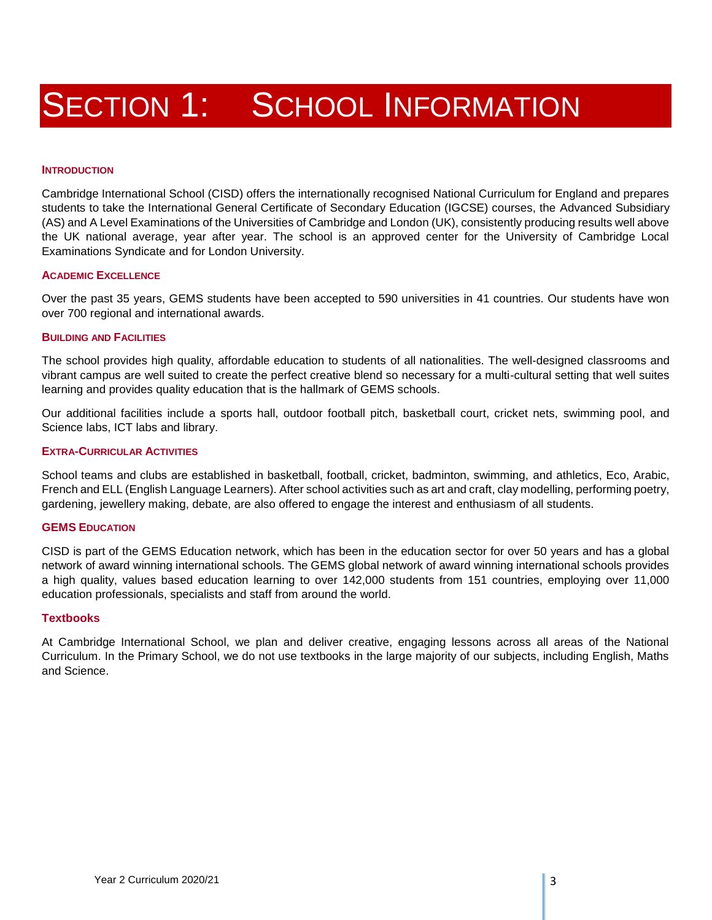# SECTION 1: SCHOOL INFORMATION

### INTRODUCTION

Cambridge International School (CISD) offers the internationally recognised National Curriculum for England and prepares students to take the International General Certificate of Secondary Education (IGCSE) courses, the Advanced Subsidiary (AS) and A Level Examinations of the Universities of Cambridge and London (UK), consistently producing results well above the UK national average, year after year. The school is an approved center for the University of Cambridge Local Examinations Syndicate and for London University.

### ACADEMIC EXCELLENCE

Over the past 35 years, GEMS students have been accepted to 590 universities in 41 countries. Our students have won over 700 regional and international awards.

### BUILDING AND FACILITIES

The school provides high quality, affordable education to students of all nationalities. The well-designed classrooms and vibrant campus are well suited to create the perfect creative blend so necessary for a multi-cultural setting that well suites learning and provides quality education that is the hallmark of GEMS schools.

Our additional facilities include a sports hall, outdoor football pitch, basketball court, cricket nets, swimming pool, and Science labs, ICT labs and library.

### EXTRA-CURRICULAR ACTIVITIES

School teams and clubs are established in basketball, football, cricket, badminton, swimming, and athletics, Eco, Arabic, French and ELL (English Language Learners). After school activities such as art and craft, clay modelling, performing poetry, gardening, jewellery making, debate, are also offered to engage the interest and enthusiasm of all students.

### GEMS EDUCATION

CISD is part of the GEMS Education network, which has been in the education sector for over 50 years and has a global network of award winning international schools. The GEMS global network of award winning international schools provides a high quality, values based education learning to over 142,000 students from 151 countries, employing over 11,000 education professionals, specialists and staff from around the world.

### Textbooks

At Cambridge International School, we plan and deliver creative, engaging lessons across all areas of the National Curriculum. In the Primary School, we do not use textbooks in the large majority of our subjects, including English, Maths and Science.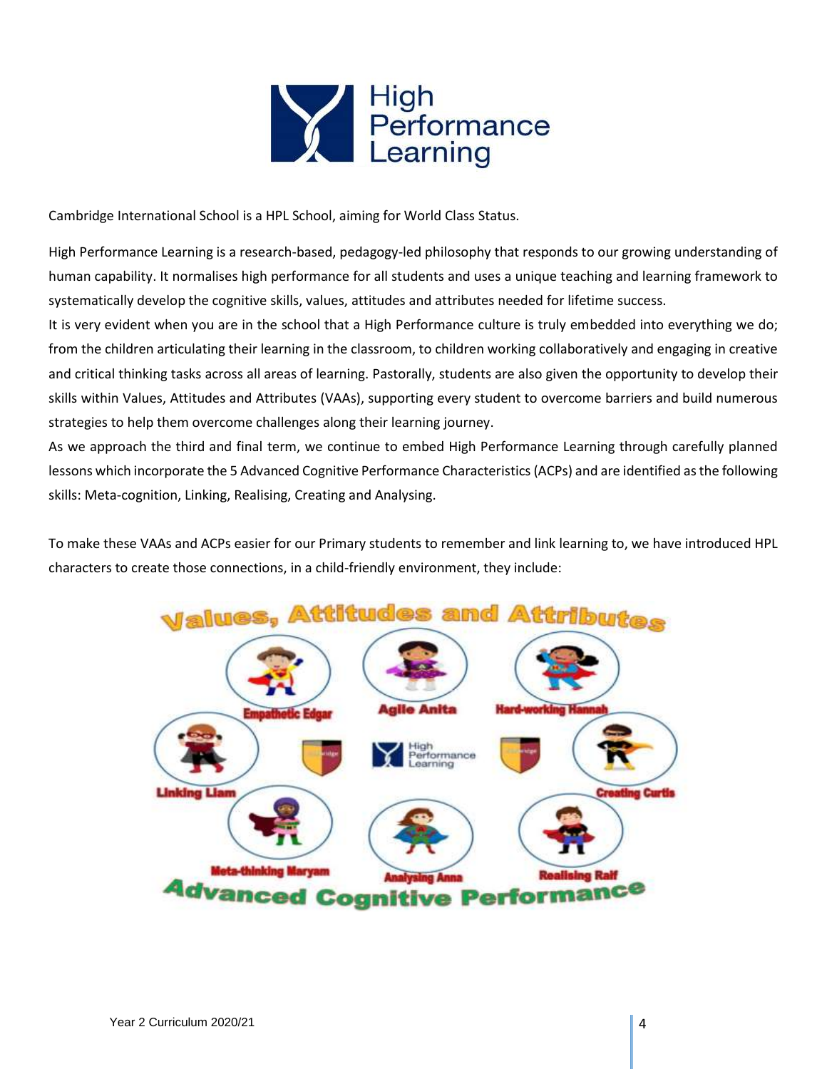Cambridge International School is a HPL School, aiming for World Class Status.

High Performance Learning is a research-based, pedagogy-led philosophy that responds to our growing understanding of human capability. It normalises high performance for all students and uses a unique teaching and learning framework to systematically develop the cognitive skills, values, attitudes and attributes needed for lifetime success.

It is very evident when you are in the school that a High Performance culture is truly embedded into everything we do; from the children articulating their learning in the classroom, to children working collaboratively and engaging in creative and critical thinking tasks across all areas of learning. Pastorally, students are also given the opportunity to develop their skills within Values, Attitudes and Attributes (VAAs), supporting every student to overcome barriers and build numerous strategies to help them overcome challenges along their learning journey.

As we approach the third and final term, we continue to embed High Performance Learning through carefully planned lessons which incorporate the 5 Advanced Cognitive Performance Characteristics (ACPs) and are identified as the following skills: Meta-cognition, Linking, Realising, Creating and Analysing.

To make these VAAs and ACPs easier for our Primary students to remember and link learning to, we have introduced HPL characters to create those connections, in a child-friendly environment, they include: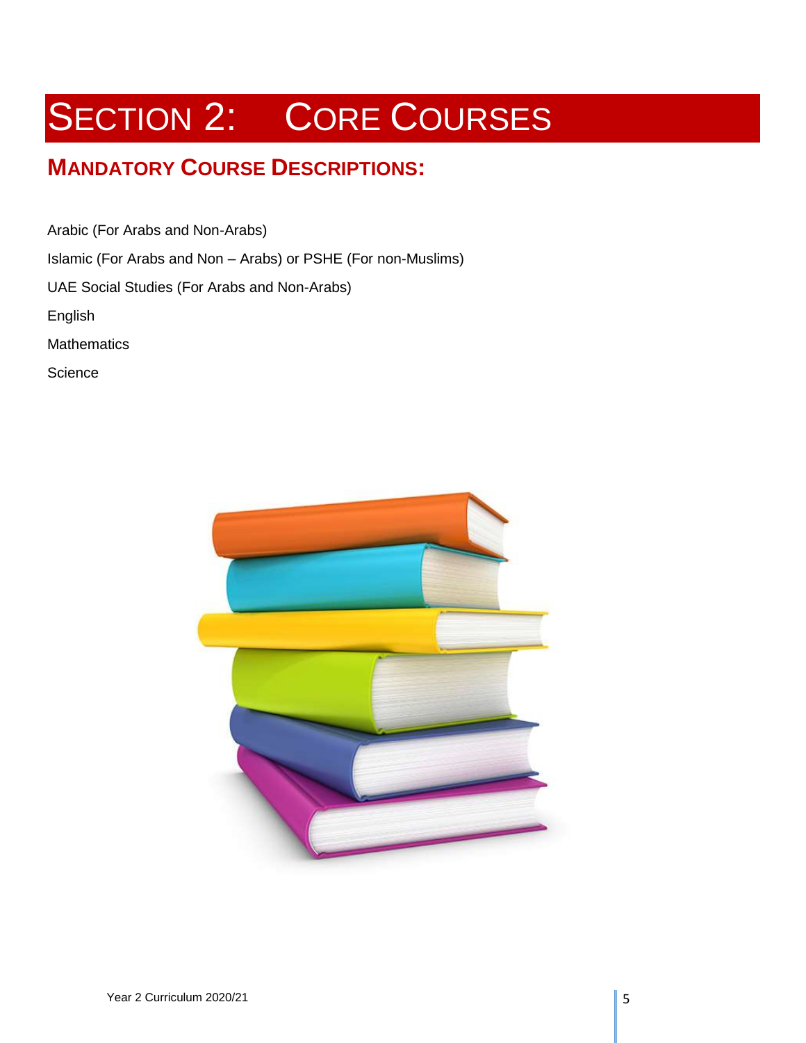# SECTION 2: CORE COURSES

## MANDATORY COURSE DESCRIPTIONS:

Arabic (For Arabs and Non-Arabs)

Islamic (For Arabs and Non – Arabs) or PSHE (For non-Muslims)

UAE Social Studies (For Arabs and Non-Arabs)

English

Mathematics

Science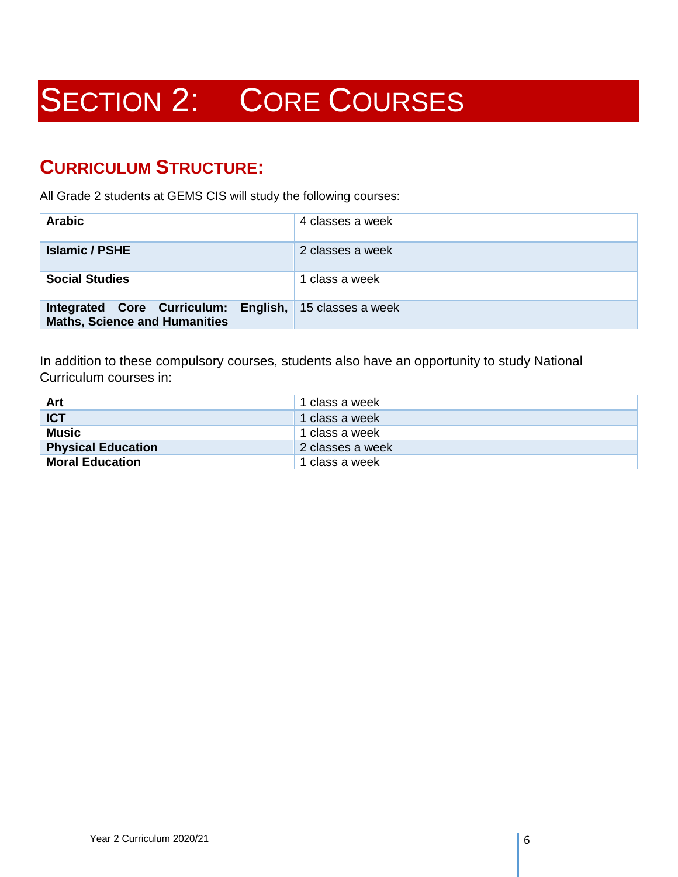# SECTION 2: CORE COURSES

## CURRICULUM STRUCTURE:

All Grade 2 students at GEMS CIS will study the following courses:

| | |
|---|---|
| **Arabic** | 4 classes a week |
| **Islamic / PSHE** | 2 classes a week |
| **Social Studies** | 1 class a week |
| **Integrated Core Curriculum: English, Maths, Science and Humanities** | 15 classes a week |

In addition to these compulsory courses, students also have an opportunity to study National Curriculum courses in:

| | |
|---|---|
| **Art** | 1 class a week |
| **ICT** | 1 class a week |
| **Music** | 1 class a week |
| **Physical Education** | 2 classes a week |
| **Moral Education** | 1 class a week |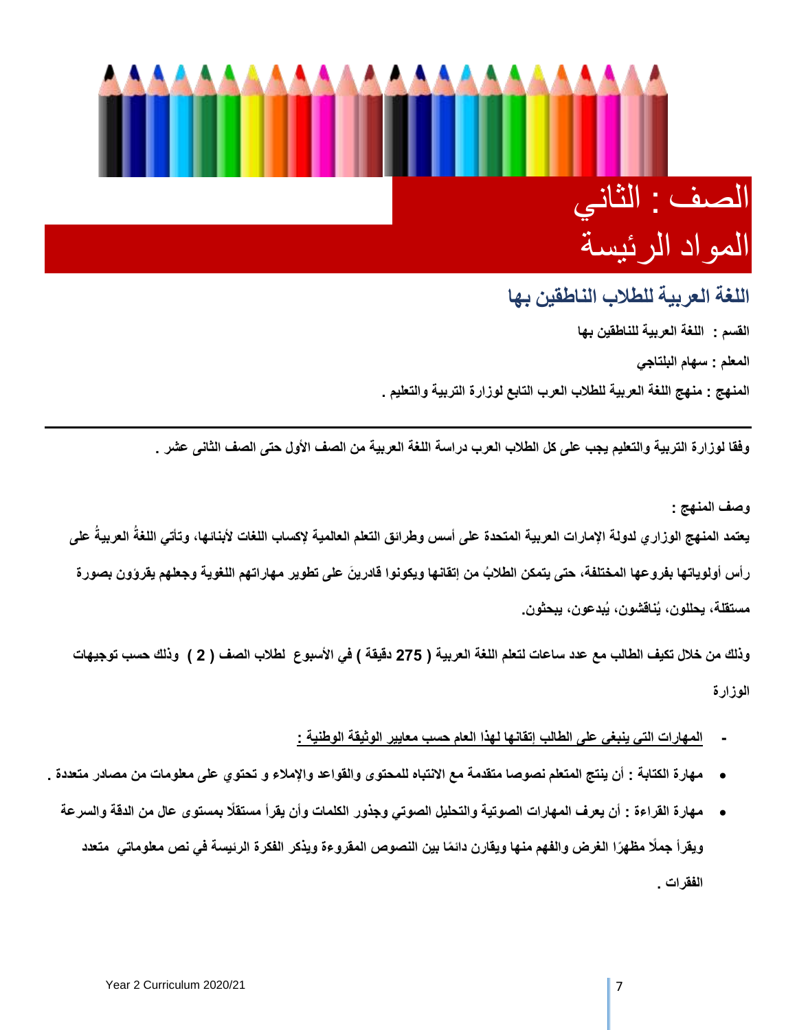# الصف : الثاني
# المواد الرئيسة

## اللغة العربية للطلاب الناطقين بها

**القسم : اللغة العربية للناطقين بها**

**المعلم : سهام البلتاجي**

**المنهج : منهج اللغة العربية للطلاب العرب التابع لوزارة التربية والتعليم .**

---

**وفقا لوزارة التربية والتعليم يجب على كل الطلاب العرب دراسة اللغة العربية من الصف الأول حتى الصف الثاني عشر .**

**وصف المنهج :**

**يعتمد المنهج الوزاري لدولة الإمارات العربية المتحدة على أسس وطرائق التعلم العالمية لإكساب اللغات لأبنائها، وتأتي اللغةُ العربيةُ على رأس أولوياتها بفروعها المختلفة، حتى يتمكن الطلابُ من إتقانها ويكونوا قادرينَ على تطوير مهاراتهم اللغوية وجعلهم يقرؤون بصورة مستقلة، يحللون، يُناقشون، يُبدعون، يبحثون.**

**وذلك من خلال تكيف الطالب مع عدد ساعات لتعلم اللغة العربية ( 275 دقيقة ) في الأسبوع لطلاب الصف ( 2 ) وذلك حسب توجيهات الوزارة**

- **<u>المهارات التي ينبغي على الطالب إتقانها لهذا العام حسب معايير الوثيقة الوطنية :</u>**

- **مهارة الكتابة : أن ينتج المتعلم نصوصا متقدمة مع الانتباه للمحتوى والقواعد والإملاء و تحتوي على معلومات من مصادر متعددة .**
- **مهارة القراءة : أن يعرف المهارات الصوتية والتحليل الصوتي وجذور الكلمات وأن يقرأ مستقلًا بمستوى عال من الدقة والسرعة ويقرأ جملًا مظهرًا الغرض والفهم منها ويقارن دائمًا بين النصوص المقروءة ويذكر الفكرة الرئيسة في نص معلوماتي متعدد الفقرات .**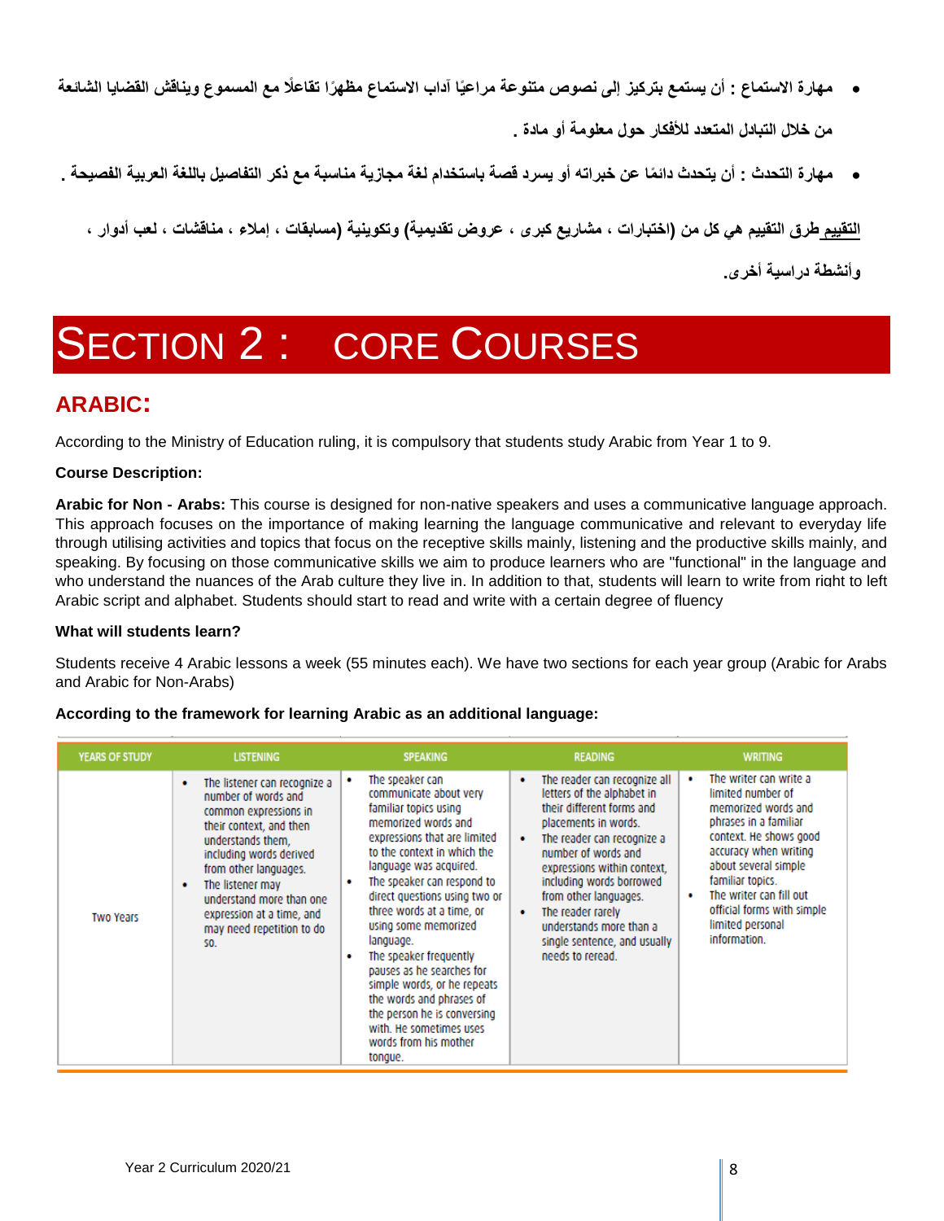- مهارة الاستماع : أن يستمع بتركيز إلى نصوص متنوعة مراعيًا آداب الاستماع مظهرًا تفاعلًا مع المسموع ويناقش القضايا الشائعة من خلال التبادل المتعدد للأفكار حول معلومة أو مادة .
- مهارة التحدث : أن يتحدث دائمًا عن خبراته أو يسرد قصة باستخدام لغة مجازية مناسبة مع ذكر التفاصيل باللغة العربية الفصيحة .

التقييم طرق التقييم هي كل من (اختبارات ، مشاريع كبرى ، عروض تقديمية) وتكوينية (مسابقات ، إملاء ، مناقشات ، لعب أدوار ، وأنشطة دراسية أخرى.

# SECTION 2 : CORE COURSES

## ARABIC:

According to the Ministry of Education ruling, it is compulsory that students study Arabic from Year 1 to 9.

**Course Description:**

**Arabic for Non - Arabs:** This course is designed for non-native speakers and uses a communicative language approach. This approach focuses on the importance of making learning the language communicative and relevant to everyday life through utilising activities and topics that focus on the receptive skills mainly, listening and the productive skills mainly, and speaking. By focusing on those communicative skills we aim to produce learners who are "functional" in the language and who understand the nuances of the Arab culture they live in. In addition to that, students will learn to write from right to left Arabic script and alphabet. Students should start to read and write with a certain degree of fluency

**What will students learn?**

Students receive 4 Arabic lessons a week (55 minutes each). We have two sections for each year group (Arabic for Arabs and Arabic for Non-Arabs)

**According to the framework for learning Arabic as an additional language:**

| YEARS OF STUDY | LISTENING | SPEAKING | READING | WRITING |
|---|---|---|---|---|
| Two Years | • The listener can recognize a number of words and common expressions in their context, and then understands them, including words derived from other languages.<br>• The listener may understand more than one expression at a time, and may need repetition to do so. | • The speaker can communicate about very familiar topics using memorized words and expressions that are limited to the context in which the language was acquired.<br>• The speaker can respond to direct questions using two or three words at a time, or using some memorized language.<br>• The speaker frequently pauses as he searches for simple words, or he repeats the words and phrases of the person he is conversing with. He sometimes uses words from his mother tongue. | • The reader can recognize all letters of the alphabet in their different forms and placements in words.<br>• The reader can recognize a number of words and expressions within context, including words borrowed from other languages.<br>• The reader rarely understands more than a single sentence, and usually needs to reread. | • The writer can write a limited number of memorized words and phrases in a familiar context. He shows good accuracy when writing about several simple familiar topics.<br>• The writer can fill out official forms with simple limited personal information. |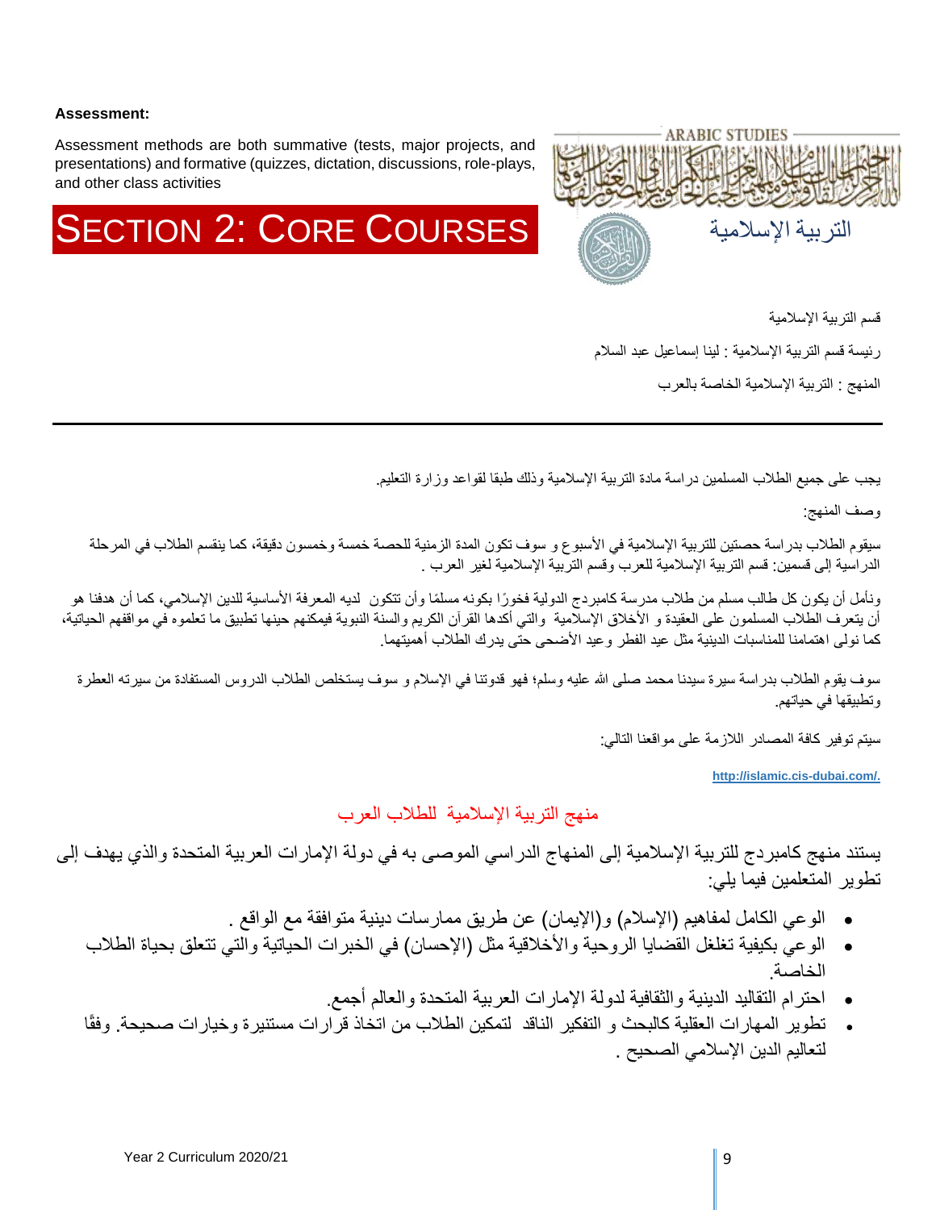**Assessment:**

Assessment methods are both summative (tests, major projects, and presentations) and formative (quizzes, dictation, discussions, role-plays, and other class activities

# SECTION 2: CORE COURSES

ARABIC STUDIES

التربية الإسلامية

قسم التربية الإسلامية

رئيسة قسم التربية الإسلامية : لينا إسماعيل عبد السلام

المنهج : التربية الإسلامية الخاصة بالعرب

---

يجب على جميع الطلاب المسلمين دراسة مادة التربية الإسلامية وذلك طبقا لقواعد وزارة التعليم.

وصف المنهج:

سيقوم الطلاب بدراسة حصتين للتربية الإسلامية في الأسبوع و سوف تكون المدة الزمنية للحصة خمسة وخمسون دقيقة، كما ينقسم الطلاب في المرحلة الدراسية إلى قسمين: قسم التربية الإسلامية للعرب وقسم التربية الإسلامية لغير العرب .

ونأمل أن يكون كل طالب مسلم من طلاب مدرسة كامبردج الدولية فخورًا بكونه مسلمًا وأن تتكون لديه المعرفة الأساسية للدين الإسلامي، كما أن هدفنا هو أن يتعرف الطلاب المسلمون على العقيدة و الأخلاق الإسلامية والتي أكدها القرآن الكريم والسنة النبوية فيمكنهم حينها تطبيق ما تعلموه في مواقفهم الحياتية، كما نولي اهتمامنا للمناسبات الدينية مثل عيد الفطر وعيد الأضحى حتى يدرك الطلاب أهميتهما.

سوف يقوم الطلاب بدراسة سيرة سيدنا محمد صلى الله عليه وسلم؛ فهو قدوتنا في الإسلام و سوف يستخلص الطلاب الدروس المستفادة من سيرته العطرة وتطبيقها في حياتهم.

سيتم توفير كافة المصادر اللازمة على مواقعنا التالي:

http://islamic.cis-dubai.com/.

## منهج التربية الإسلامية للطلاب العرب

يستند منهج كامبردج للتربية الإسلامية إلى المنهاج الدراسي الموصى به في دولة الإمارات العربية المتحدة والذي يهدف إلى تطوير المتعلمين فيما يلي:

- الوعي الكامل لمفاهيم (الإسلام) و(الإيمان) عن طريق ممارسات دينية متوافقة مع الواقع .
- الوعي بكيفية تغلغل القضايا الروحية والأخلاقية مثل (الإحسان) في الخبرات الحياتية والتي تتعلق بحياة الطلاب الخاصة.
- احترام التقاليد الدينية والثقافية لدولة الإمارات العربية المتحدة والعالم أجمع.
- تطوير المهارات العقلية كالبحث و التفكير الناقد لتمكين الطلاب من اتخاذ قرارات مستنيرة وخيارات صحيحة. وفقًا لتعاليم الدين الإسلامي الصحيح .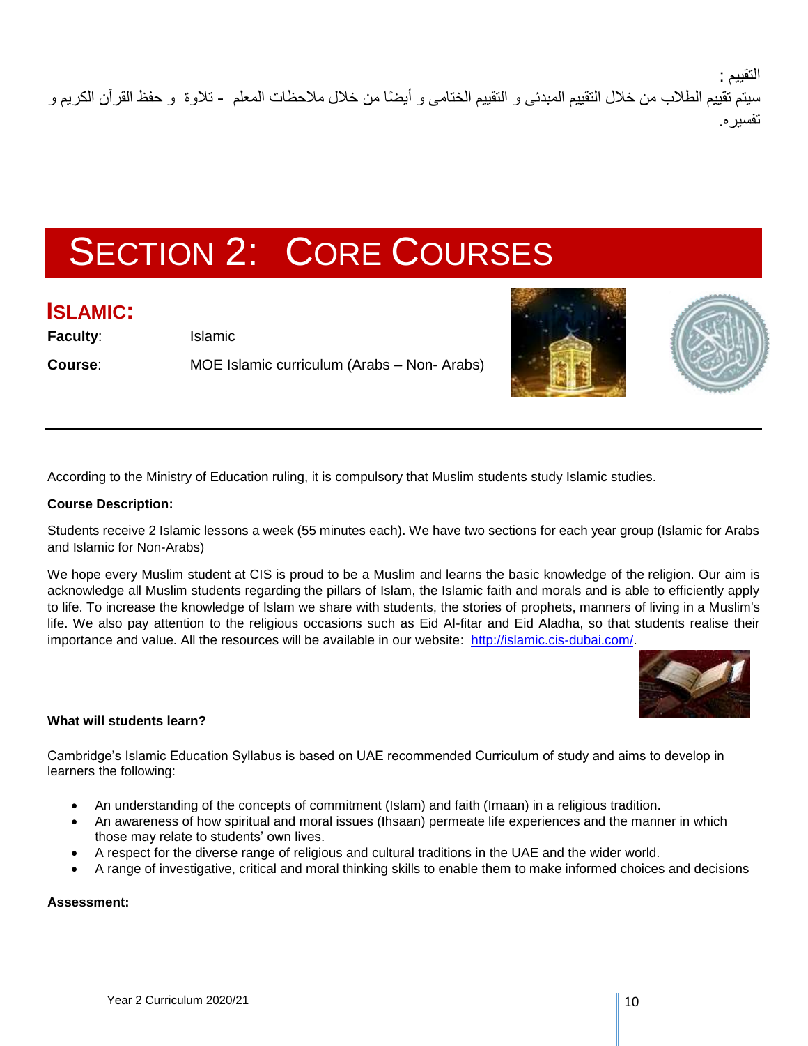التقييم :
سيتم تقييم الطلاب من خلال التقييم المبدئى و التقييم الختامى و أيضًا من خلال ملاحظات المعلم - تلاوة و حفظ القرآن الكريم و تفسيره.

# SECTION 2: CORE COURSES

## ISLAMIC:

**Faculty**: Islamic

**Course**: MOE Islamic curriculum (Arabs – Non- Arabs)

According to the Ministry of Education ruling, it is compulsory that Muslim students study Islamic studies.

**Course Description:**

Students receive 2 Islamic lessons a week (55 minutes each). We have two sections for each year group (Islamic for Arabs and Islamic for Non-Arabs)

We hope every Muslim student at CIS is proud to be a Muslim and learns the basic knowledge of the religion. Our aim is acknowledge all Muslim students regarding the pillars of Islam, the Islamic faith and morals and is able to efficiently apply to life. To increase the knowledge of Islam we share with students, the stories of prophets, manners of living in a Muslim's life. We also pay attention to the religious occasions such as Eid Al-fitar and Eid Aladha, so that students realise their importance and value. All the resources will be available in our website: http://islamic.cis-dubai.com/.

**What will students learn?**

Cambridge's Islamic Education Syllabus is based on UAE recommended Curriculum of study and aims to develop in learners the following:

- An understanding of the concepts of commitment (Islam) and faith (Imaan) in a religious tradition.
- An awareness of how spiritual and moral issues (Ihsaan) permeate life experiences and the manner in which those may relate to students' own lives.
- A respect for the diverse range of religious and cultural traditions in the UAE and the wider world.
- A range of investigative, critical and moral thinking skills to enable them to make informed choices and decisions

**Assessment:**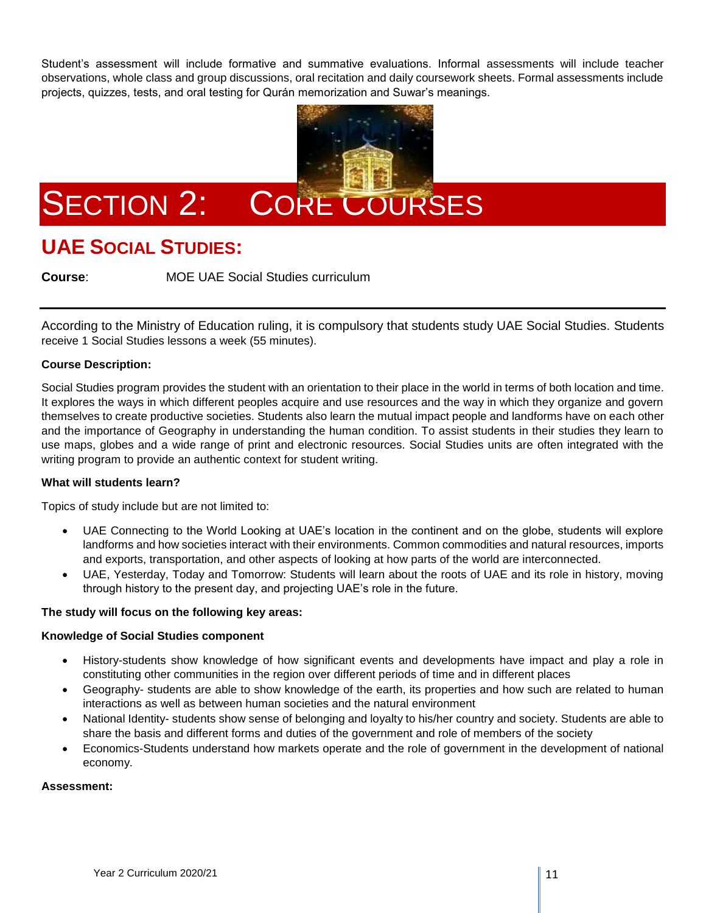Student's assessment will include formative and summative evaluations. Informal assessments will include teacher observations, whole class and group discussions, oral recitation and daily coursework sheets. Formal assessments include projects, quizzes, tests, and oral testing for Qurán memorization and Suwar's meanings.

# SECTION 2: CORE COURSES

## UAE SOCIAL STUDIES:

**Course**: MOE UAE Social Studies curriculum

According to the Ministry of Education ruling, it is compulsory that students study UAE Social Studies. Students receive 1 Social Studies lessons a week (55 minutes).

**Course Description:**

Social Studies program provides the student with an orientation to their place in the world in terms of both location and time. It explores the ways in which different peoples acquire and use resources and the way in which they organize and govern themselves to create productive societies. Students also learn the mutual impact people and landforms have on each other and the importance of Geography in understanding the human condition. To assist students in their studies they learn to use maps, globes and a wide range of print and electronic resources. Social Studies units are often integrated with the writing program to provide an authentic context for student writing.

**What will students learn?**

Topics of study include but are not limited to:

- UAE Connecting to the World Looking at UAE's location in the continent and on the globe, students will explore landforms and how societies interact with their environments. Common commodities and natural resources, imports and exports, transportation, and other aspects of looking at how parts of the world are interconnected.
- UAE, Yesterday, Today and Tomorrow: Students will learn about the roots of UAE and its role in history, moving through history to the present day, and projecting UAE's role in the future.

**The study will focus on the following key areas:**

**Knowledge of Social Studies component**

- History-students show knowledge of how significant events and developments have impact and play a role in constituting other communities in the region over different periods of time and in different places
- Geography- students are able to show knowledge of the earth, its properties and how such are related to human interactions as well as between human societies and the natural environment
- National Identity- students show sense of belonging and loyalty to his/her country and society. Students are able to share the basis and different forms and duties of the government and role of members of the society
- Economics-Students understand how markets operate and the role of government in the development of national economy.

**Assessment:**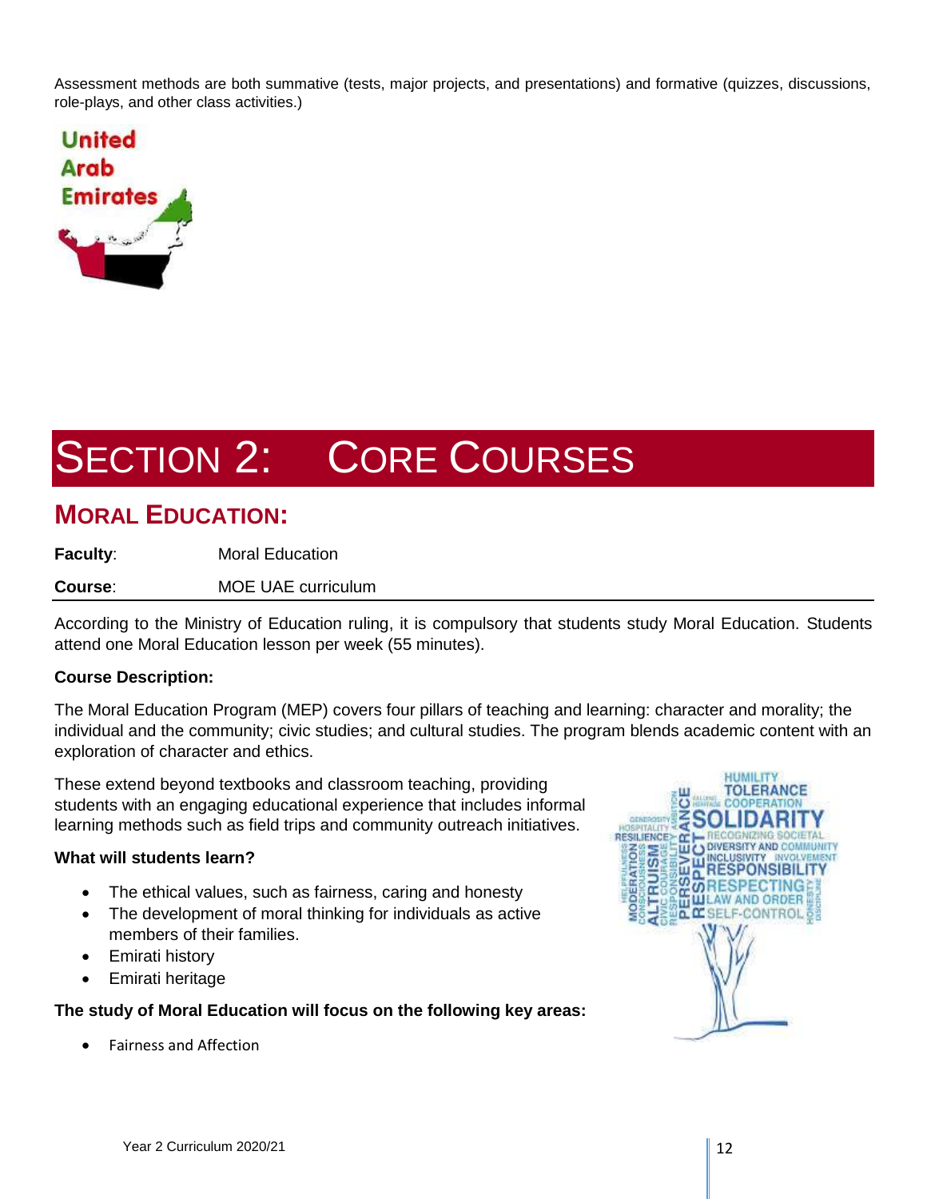Assessment methods are both summative (tests, major projects, and presentations) and formative (quizzes, discussions, role-plays, and other class activities.)

# Section 2: Core Courses

## Moral Education:

**Faculty**: Moral Education

**Course**: MOE UAE curriculum

According to the Ministry of Education ruling, it is compulsory that students study Moral Education. Students attend one Moral Education lesson per week (55 minutes).

**Course Description:**

The Moral Education Program (MEP) covers four pillars of teaching and learning: character and morality; the individual and the community; civic studies; and cultural studies. The program blends academic content with an exploration of character and ethics.

These extend beyond textbooks and classroom teaching, providing students with an engaging educational experience that includes informal learning methods such as field trips and community outreach initiatives.

**What will students learn?**

- The ethical values, such as fairness, caring and honesty
- The development of moral thinking for individuals as active members of their families.
- Emirati history
- Emirati heritage

**The study of Moral Education will focus on the following key areas:**

- Fairness and Affection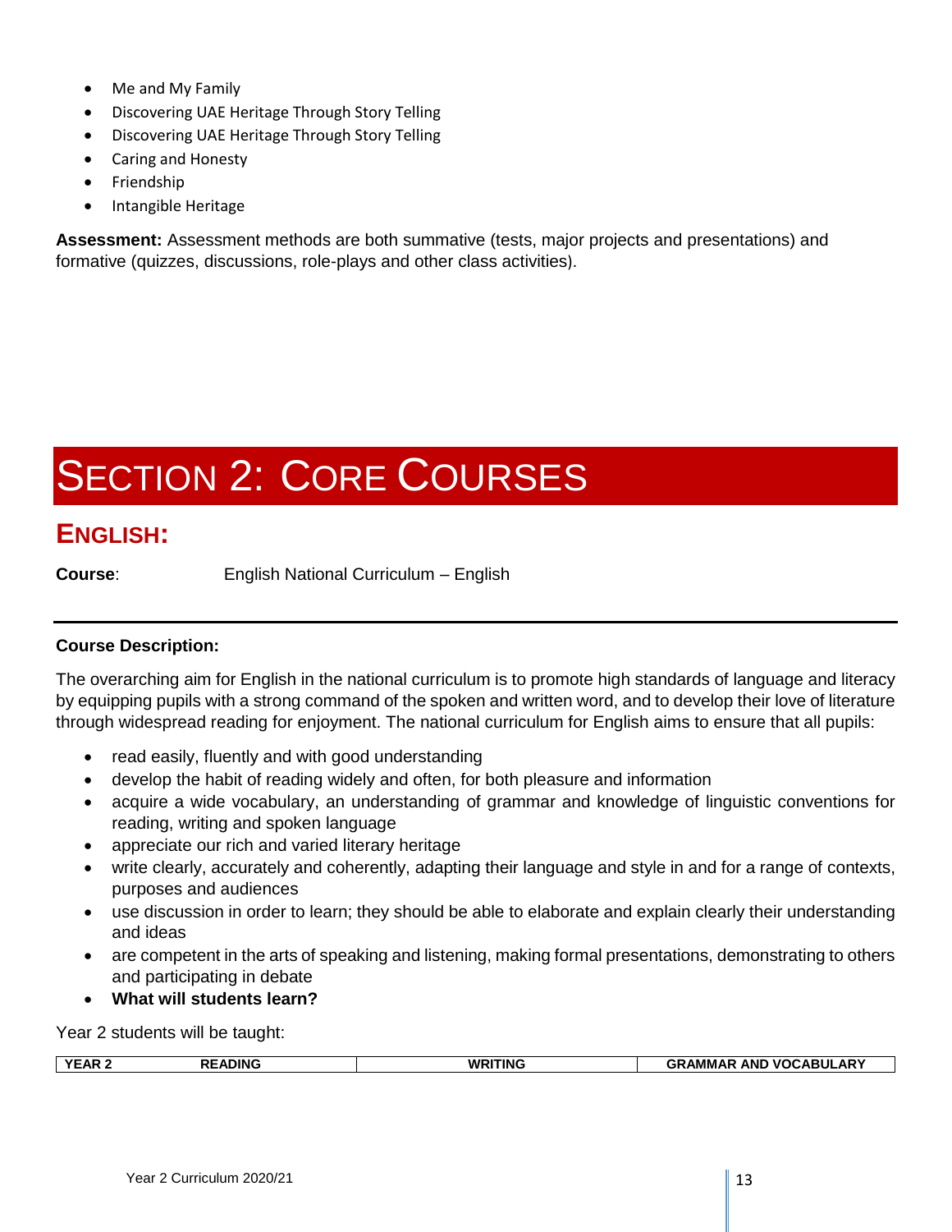- Me and My Family
- Discovering UAE Heritage Through Story Telling
- Discovering UAE Heritage Through Story Telling
- Caring and Honesty
- Friendship
- Intangible Heritage

**Assessment:** Assessment methods are both summative (tests, major projects and presentations) and formative (quizzes, discussions, role-plays and other class activities).

# SECTION 2: CORE COURSES

## ENGLISH:

**Course**: English National Curriculum – English

**Course Description:**

The overarching aim for English in the national curriculum is to promote high standards of language and literacy by equipping pupils with a strong command of the spoken and written word, and to develop their love of literature through widespread reading for enjoyment. The national curriculum for English aims to ensure that all pupils:

- read easily, fluently and with good understanding
- develop the habit of reading widely and often, for both pleasure and information
- acquire a wide vocabulary, an understanding of grammar and knowledge of linguistic conventions for reading, writing and spoken language
- appreciate our rich and varied literary heritage
- write clearly, accurately and coherently, adapting their language and style in and for a range of contexts, purposes and audiences
- use discussion in order to learn; they should be able to elaborate and explain clearly their understanding and ideas
- are competent in the arts of speaking and listening, making formal presentations, demonstrating to others and participating in debate
- **What will students learn?**

Year 2 students will be taught:

| YEAR 2 | READING | WRITING | GRAMMAR AND VOCABULARY |
|---|---|---|---|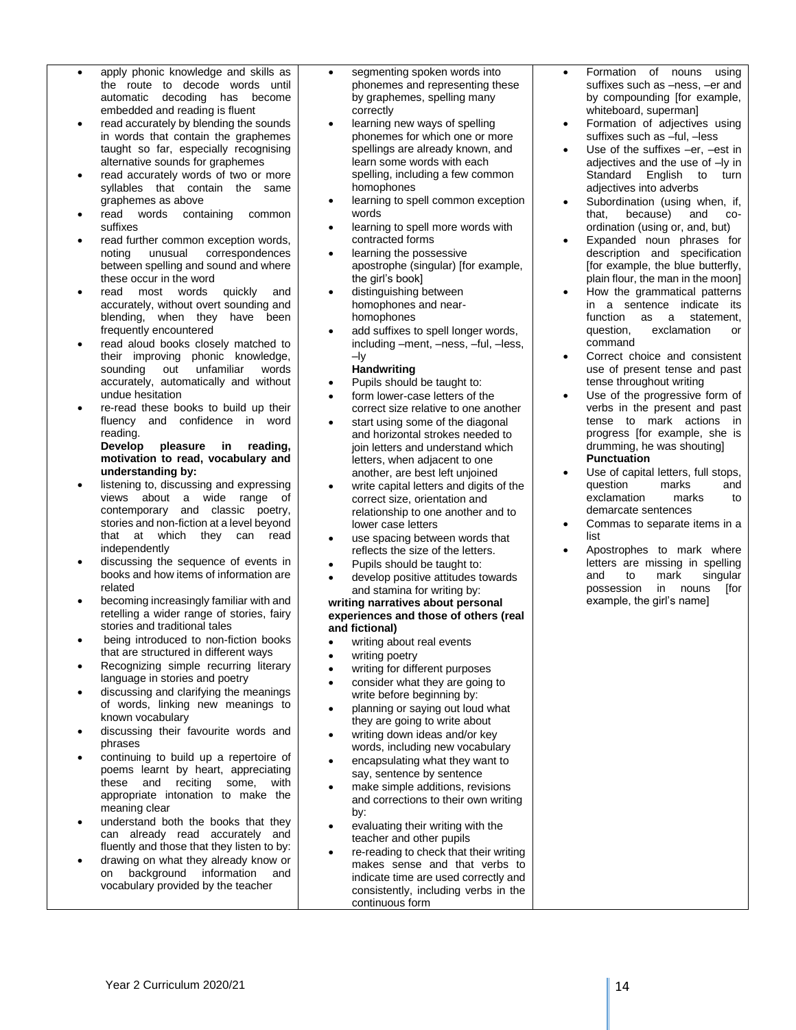| | | |
|---|---|---|
| • apply phonic knowledge and skills as the route to decode words until automatic decoding has become embedded and reading is fluent<br>• read accurately by blending the sounds in words that contain the graphemes taught so far, especially recognising alternative sounds for graphemes<br>• read accurately words of two or more syllables that contain the same graphemes as above<br>• read words containing common suffixes<br>• read further common exception words, noting unusual correspondences between spelling and sound and where these occur in the word<br>• read most words quickly and accurately, without overt sounding and blending, when they have been frequently encountered<br>• read aloud books closely matched to their improving phonic knowledge, sounding out unfamiliar words accurately, automatically and without undue hesitation<br>• re-read these books to build up their fluency and confidence in word reading.<br>**Develop pleasure in reading, motivation to read, vocabulary and understanding by:**<br>• listening to, discussing and expressing views about a wide range of contemporary and classic poetry, stories and non-fiction at a level beyond that at which they can read independently<br>• discussing the sequence of events in books and how items of information are related<br>• becoming increasingly familiar with and retelling a wider range of stories, fairy stories and traditional tales<br>• being introduced to non-fiction books that are structured in different ways<br>• Recognizing simple recurring literary language in stories and poetry<br>• discussing and clarifying the meanings of words, linking new meanings to known vocabulary<br>• discussing their favourite words and phrases<br>• continuing to build up a repertoire of poems learnt by heart, appreciating these and reciting some, with appropriate intonation to make the meaning clear<br>• understand both the books that they can already read accurately and fluently and those that they listen to by:<br>• drawing on what they already know or on background information and vocabulary provided by the teacher | • segmenting spoken words into phonemes and representing these by graphemes, spelling many correctly<br>• learning new ways of spelling phonemes for which one or more spellings are already known, and learn some words with each spelling, including a few common homophones<br>• learning to spell common exception words<br>• learning to spell more words with contracted forms<br>• learning the possessive apostrophe (singular) [for example, the girl's book]<br>• distinguishing between homophones and near-homophones<br>• add suffixes to spell longer words, including –ment, –ness, –ful, –less, –ly<br>**Handwriting**<br>• Pupils should be taught to:<br>• form lower-case letters of the correct size relative to one another<br>• start using some of the diagonal and horizontal strokes needed to join letters and understand which letters, when adjacent to one another, are best left unjoined<br>• write capital letters and digits of the correct size, orientation and relationship to one another and to lower case letters<br>• use spacing between words that reflects the size of the letters.<br>• Pupils should be taught to:<br>• develop positive attitudes towards and stamina for writing by:<br>**writing narratives about personal experiences and those of others (real and fictional)**<br>• writing about real events<br>• writing poetry<br>• writing for different purposes<br>• consider what they are going to write before beginning by:<br>• planning or saying out loud what they are going to write about<br>• writing down ideas and/or key words, including new vocabulary<br>• encapsulating what they want to say, sentence by sentence<br>• make simple additions, revisions and corrections to their own writing by:<br>• evaluating their writing with the teacher and other pupils<br>• re-reading to check that their writing makes sense and that verbs to indicate time are used correctly and consistently, including verbs in the continuous form | • Formation of nouns using suffixes such as –ness, –er and by compounding [for example, whiteboard, superman]<br>• Formation of adjectives using suffixes such as –ful, –less<br>• Use of the suffixes –er, –est in adjectives and the use of –ly in Standard English to turn adjectives into adverbs<br>• Subordination (using when, if, that, because) and co-ordination (using or, and, but)<br>• Expanded noun phrases for description and specification [for example, the blue butterfly, plain flour, the man in the moon]<br>• How the grammatical patterns in a sentence indicate its function as a statement, question, exclamation or command<br>• Correct choice and consistent use of present tense and past tense throughout writing<br>• Use of the progressive form of verbs in the present and past tense to mark actions in progress [for example, she is drumming, he was shouting]<br>**Punctuation**<br>• Use of capital letters, full stops, question marks and exclamation marks to demarcate sentences<br>• Commas to separate items in a list<br>• Apostrophes to mark where letters are missing in spelling and to mark singular possession in nouns [for example, the girl's name] |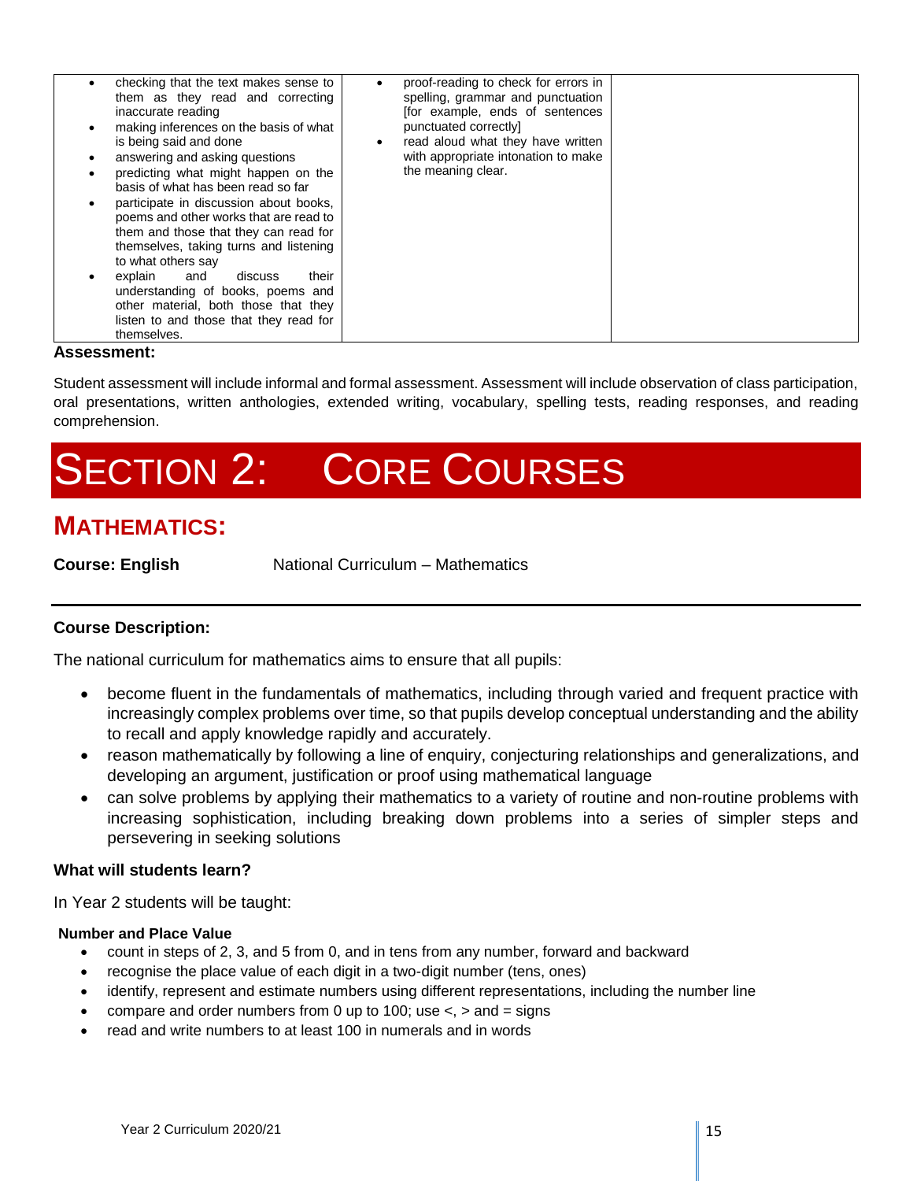| | | |
|---|---|---|
| • checking that the text makes sense to them as they read and correcting inaccurate reading<br>• making inferences on the basis of what is being said and done<br>• answering and asking questions<br>• predicting what might happen on the basis of what has been read so far<br>• participate in discussion about books, poems and other works that are read to them and those that they can read for themselves, taking turns and listening to what others say<br>• explain and discuss their understanding of books, poems and other material, both those that they listen to and those that they read for themselves. | • proof-reading to check for errors in spelling, grammar and punctuation [for example, ends of sentences punctuated correctly]<br>• read aloud what they have written with appropriate intonation to make the meaning clear. | |

**Assessment:**

Student assessment will include informal and formal assessment. Assessment will include observation of class participation, oral presentations, written anthologies, extended writing, vocabulary, spelling tests, reading responses, and reading comprehension.

# SECTION 2: CORE COURSES

## MATHEMATICS:

**Course: English** National Curriculum – Mathematics

---

**Course Description:**

The national curriculum for mathematics aims to ensure that all pupils:

- become fluent in the fundamentals of mathematics, including through varied and frequent practice with increasingly complex problems over time, so that pupils develop conceptual understanding and the ability to recall and apply knowledge rapidly and accurately.
- reason mathematically by following a line of enquiry, conjecturing relationships and generalizations, and developing an argument, justification or proof using mathematical language
- can solve problems by applying their mathematics to a variety of routine and non-routine problems with increasing sophistication, including breaking down problems into a series of simpler steps and persevering in seeking solutions

**What will students learn?**

In Year 2 students will be taught:

**Number and Place Value**

- count in steps of 2, 3, and 5 from 0, and in tens from any number, forward and backward
- recognise the place value of each digit in a two-digit number (tens, ones)
- identify, represent and estimate numbers using different representations, including the number line
- compare and order numbers from 0 up to 100; use <, > and = signs
- read and write numbers to at least 100 in numerals and in words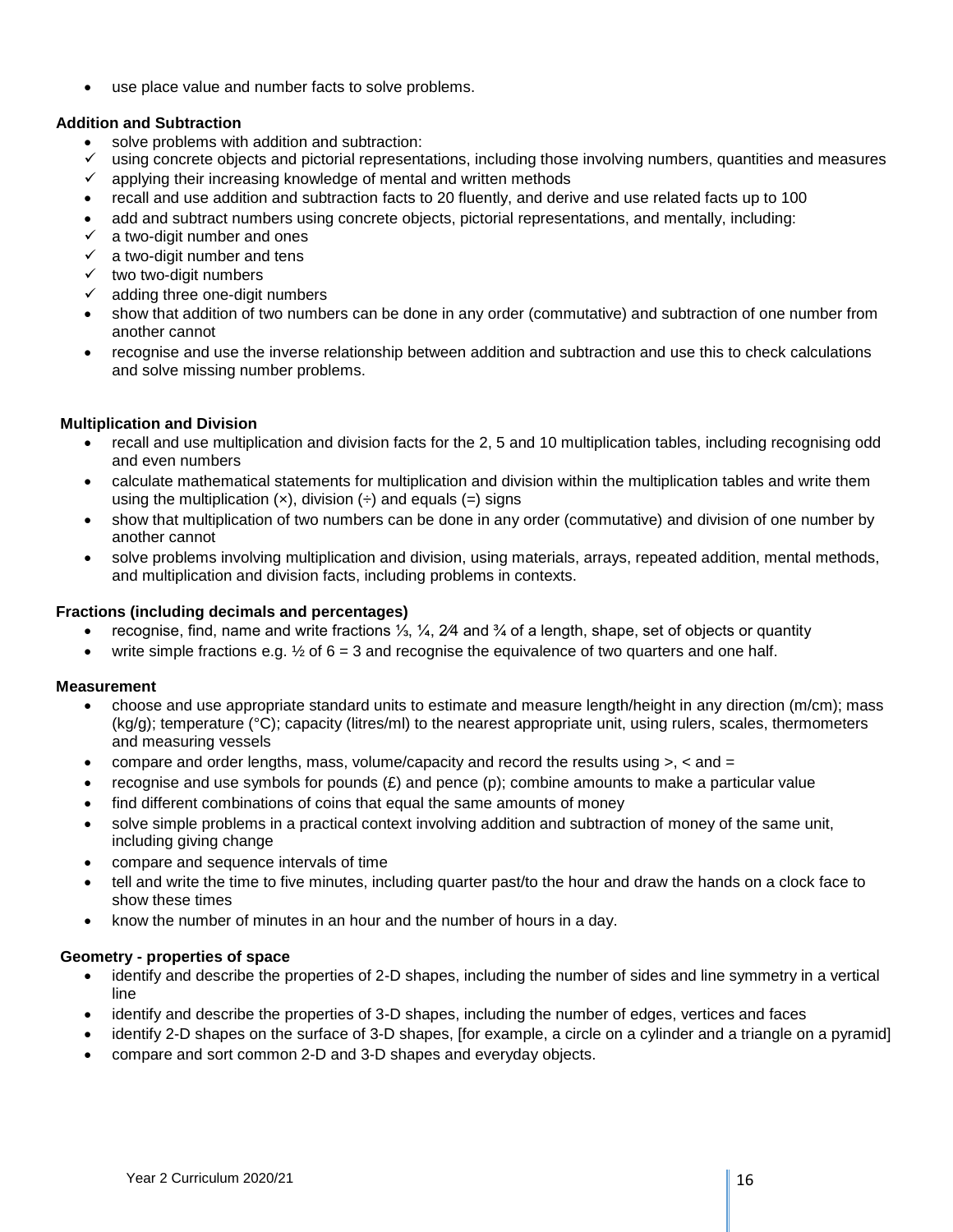- use place value and number facts to solve problems.

**Addition and Subtraction**

- solve problems with addition and subtraction:
  - ✓ using concrete objects and pictorial representations, including those involving numbers, quantities and measures
  - ✓ applying their increasing knowledge of mental and written methods
- recall and use addition and subtraction facts to 20 fluently, and derive and use related facts up to 100
- add and subtract numbers using concrete objects, pictorial representations, and mentally, including:
  - ✓ a two-digit number and ones
  - ✓ a two-digit number and tens
  - ✓ two two-digit numbers
  - ✓ adding three one-digit numbers
- show that addition of two numbers can be done in any order (commutative) and subtraction of one number from another cannot
- recognise and use the inverse relationship between addition and subtraction and use this to check calculations and solve missing number problems.

**Multiplication and Division**

- recall and use multiplication and division facts for the 2, 5 and 10 multiplication tables, including recognising odd and even numbers
- calculate mathematical statements for multiplication and division within the multiplication tables and write them using the multiplication (×), division (÷) and equals (=) signs
- show that multiplication of two numbers can be done in any order (commutative) and division of one number by another cannot
- solve problems involving multiplication and division, using materials, arrays, repeated addition, mental methods, and multiplication and division facts, including problems in contexts.

**Fractions (including decimals and percentages)**

- recognise, find, name and write fractions ⅓, ¼, 2⁄4 and ¾ of a length, shape, set of objects or quantity
- write simple fractions e.g. ½ of 6 = 3 and recognise the equivalence of two quarters and one half.

**Measurement**

- choose and use appropriate standard units to estimate and measure length/height in any direction (m/cm); mass (kg/g); temperature (°C); capacity (litres/ml) to the nearest appropriate unit, using rulers, scales, thermometers and measuring vessels
- compare and order lengths, mass, volume/capacity and record the results using >, < and =
- recognise and use symbols for pounds (£) and pence (p); combine amounts to make a particular value
- find different combinations of coins that equal the same amounts of money
- solve simple problems in a practical context involving addition and subtraction of money of the same unit, including giving change
- compare and sequence intervals of time
- tell and write the time to five minutes, including quarter past/to the hour and draw the hands on a clock face to show these times
- know the number of minutes in an hour and the number of hours in a day.

**Geometry - properties of space**

- identify and describe the properties of 2-D shapes, including the number of sides and line symmetry in a vertical line
- identify and describe the properties of 3-D shapes, including the number of edges, vertices and faces
- identify 2-D shapes on the surface of 3-D shapes, [for example, a circle on a cylinder and a triangle on a pyramid]
- compare and sort common 2-D and 3-D shapes and everyday objects.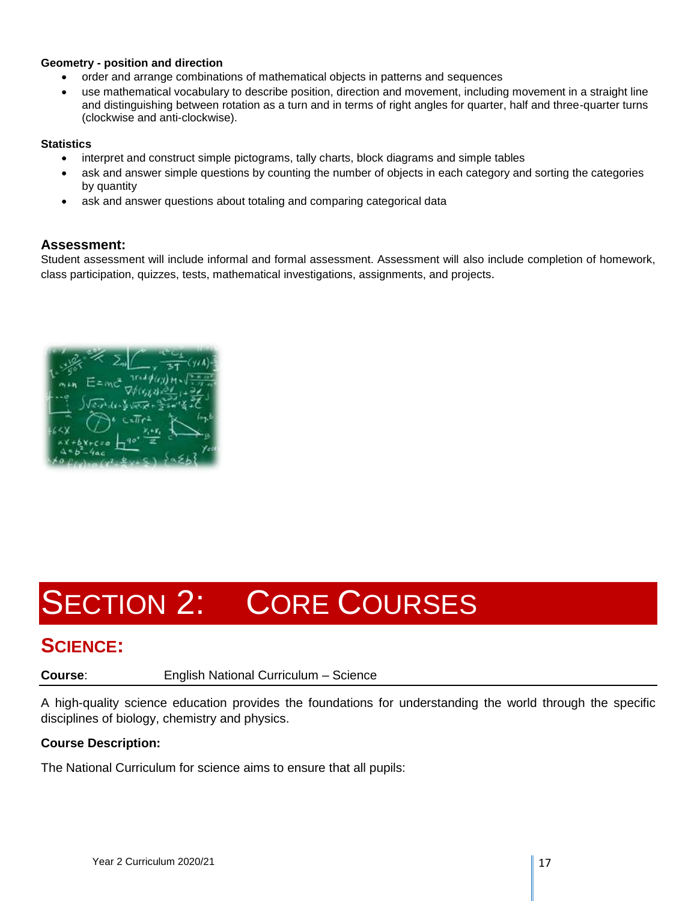**Geometry - position and direction**

- order and arrange combinations of mathematical objects in patterns and sequences
- use mathematical vocabulary to describe position, direction and movement, including movement in a straight line and distinguishing between rotation as a turn and in terms of right angles for quarter, half and three-quarter turns (clockwise and anti-clockwise).

**Statistics**

- interpret and construct simple pictograms, tally charts, block diagrams and simple tables
- ask and answer simple questions by counting the number of objects in each category and sorting the categories by quantity
- ask and answer questions about totaling and comparing categorical data

### Assessment:

Student assessment will include informal and formal assessment. Assessment will also include completion of homework, class participation, quizzes, tests, mathematical investigations, assignments, and projects.

# SECTION 2: CORE COURSES

## SCIENCE:

**Course**: English National Curriculum – Science

A high-quality science education provides the foundations for understanding the world through the specific disciplines of biology, chemistry and physics.

**Course Description:**

The National Curriculum for science aims to ensure that all pupils: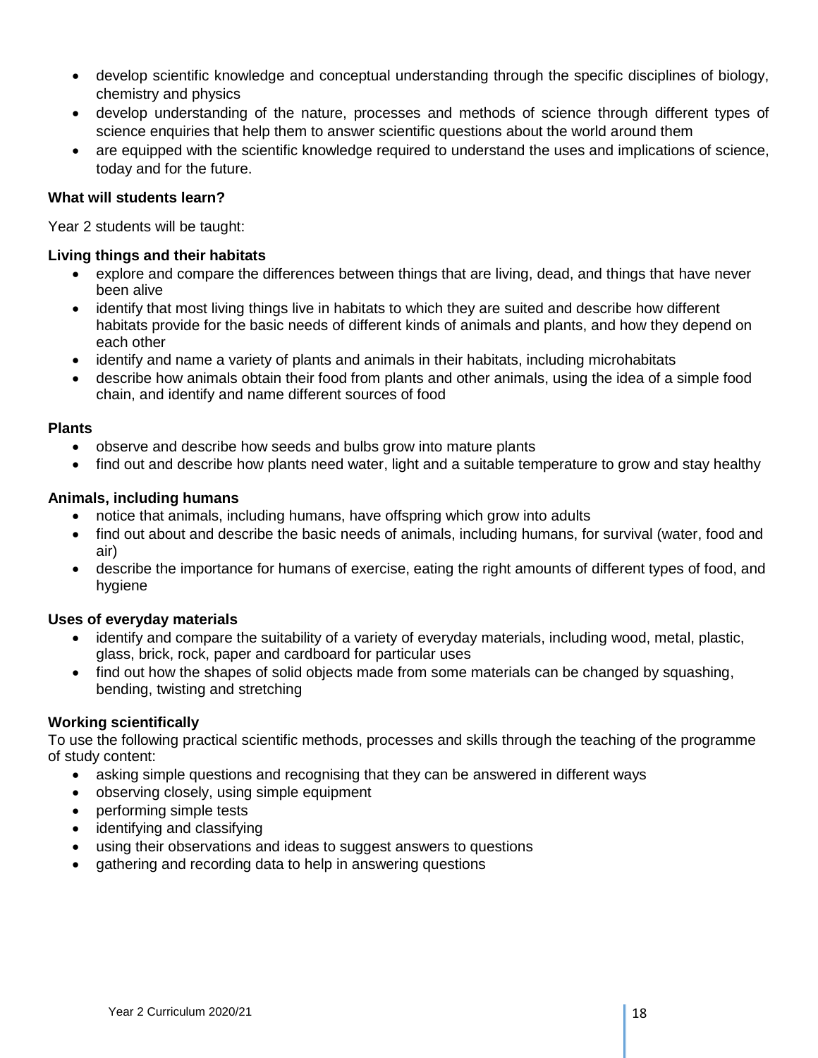- develop scientific knowledge and conceptual understanding through the specific disciplines of biology, chemistry and physics
- develop understanding of the nature, processes and methods of science through different types of science enquiries that help them to answer scientific questions about the world around them
- are equipped with the scientific knowledge required to understand the uses and implications of science, today and for the future.

**What will students learn?**

Year 2 students will be taught:

**Living things and their habitats**

- explore and compare the differences between things that are living, dead, and things that have never been alive
- identify that most living things live in habitats to which they are suited and describe how different habitats provide for the basic needs of different kinds of animals and plants, and how they depend on each other
- identify and name a variety of plants and animals in their habitats, including microhabitats
- describe how animals obtain their food from plants and other animals, using the idea of a simple food chain, and identify and name different sources of food

**Plants**

- observe and describe how seeds and bulbs grow into mature plants
- find out and describe how plants need water, light and a suitable temperature to grow and stay healthy

**Animals, including humans**

- notice that animals, including humans, have offspring which grow into adults
- find out about and describe the basic needs of animals, including humans, for survival (water, food and air)
- describe the importance for humans of exercise, eating the right amounts of different types of food, and hygiene

**Uses of everyday materials**

- identify and compare the suitability of a variety of everyday materials, including wood, metal, plastic, glass, brick, rock, paper and cardboard for particular uses
- find out how the shapes of solid objects made from some materials can be changed by squashing, bending, twisting and stretching

**Working scientifically**

To use the following practical scientific methods, processes and skills through the teaching of the programme of study content:

- asking simple questions and recognising that they can be answered in different ways
- observing closely, using simple equipment
- performing simple tests
- identifying and classifying
- using their observations and ideas to suggest answers to questions
- gathering and recording data to help in answering questions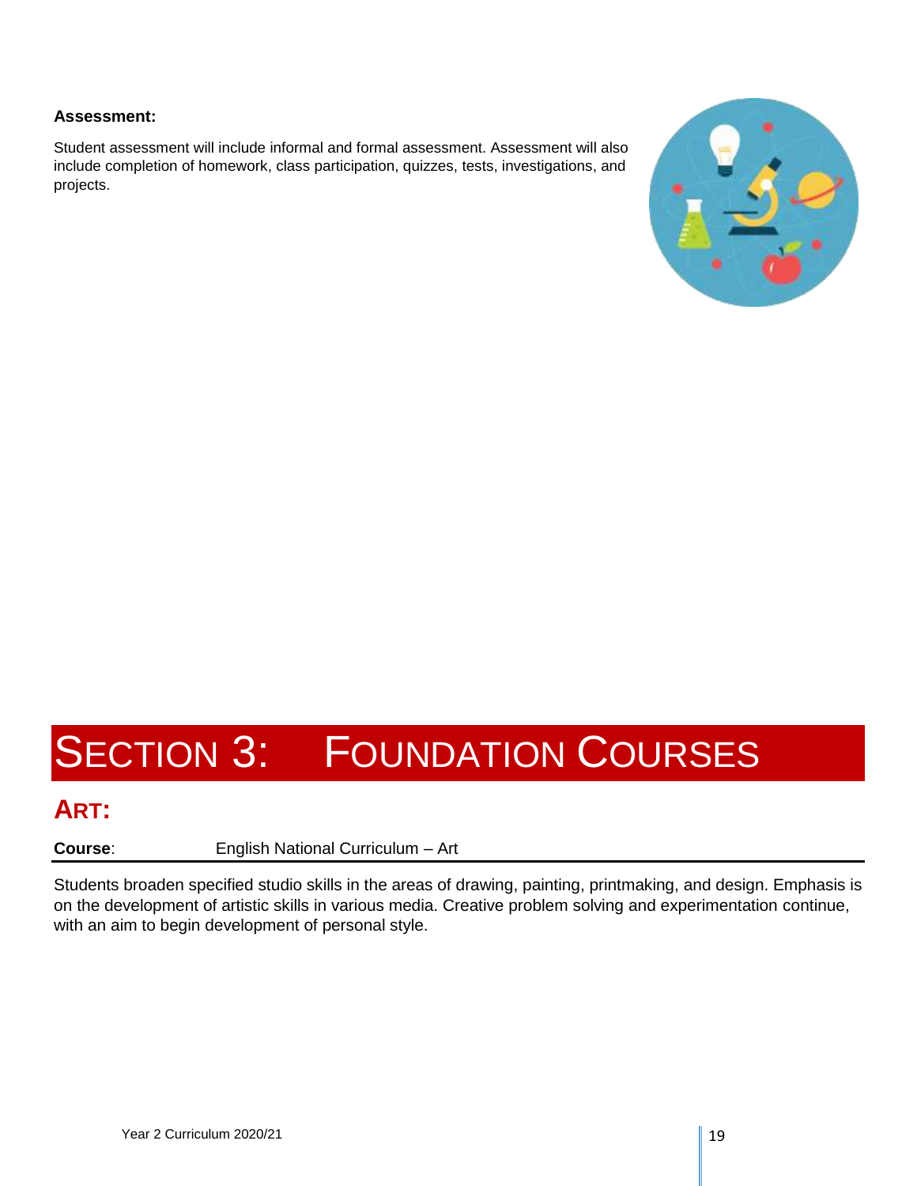**Assessment:**

Student assessment will include informal and formal assessment. Assessment will also include completion of homework, class participation, quizzes, tests, investigations, and projects.

# SECTION 3: FOUNDATION COURSES

## ART:

**Course**: English National Curriculum – Art

Students broaden specified studio skills in the areas of drawing, painting, printmaking, and design. Emphasis is on the development of artistic skills in various media. Creative problem solving and experimentation continue, with an aim to begin development of personal style.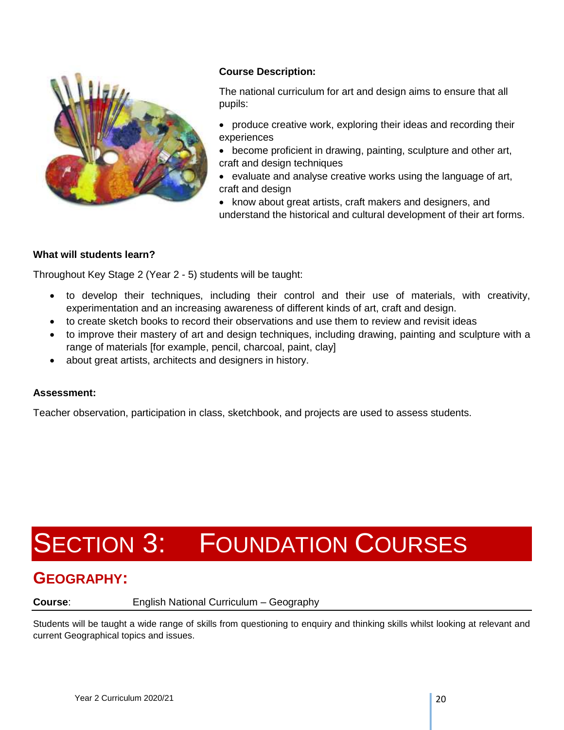**Course Description:**

The national curriculum for art and design aims to ensure that all pupils:

- produce creative work, exploring their ideas and recording their experiences
- become proficient in drawing, painting, sculpture and other art, craft and design techniques
- evaluate and analyse creative works using the language of art, craft and design
- know about great artists, craft makers and designers, and understand the historical and cultural development of their art forms.

**What will students learn?**

Throughout Key Stage 2 (Year 2 - 5) students will be taught:

- to develop their techniques, including their control and their use of materials, with creativity, experimentation and an increasing awareness of different kinds of art, craft and design.
- to create sketch books to record their observations and use them to review and revisit ideas
- to improve their mastery of art and design techniques, including drawing, painting and sculpture with a range of materials [for example, pencil, charcoal, paint, clay]
- about great artists, architects and designers in history.

**Assessment:**

Teacher observation, participation in class, sketchbook, and projects are used to assess students.

# SECTION 3: FOUNDATION COURSES

## GEOGRAPHY:

**Course**: English National Curriculum – Geography

Students will be taught a wide range of skills from questioning to enquiry and thinking skills whilst looking at relevant and current Geographical topics and issues.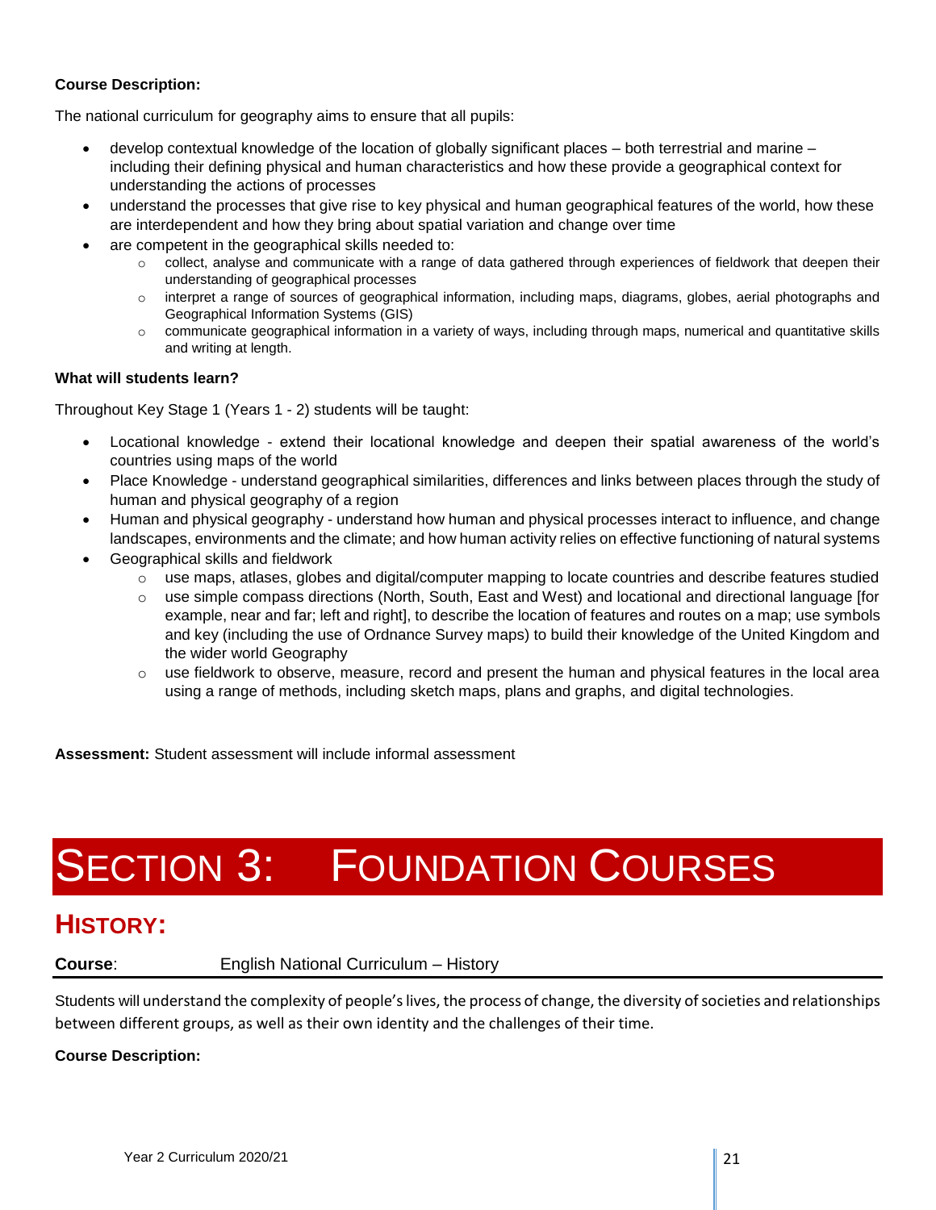**Course Description:**

The national curriculum for geography aims to ensure that all pupils:

- develop contextual knowledge of the location of globally significant places – both terrestrial and marine – including their defining physical and human characteristics and how these provide a geographical context for understanding the actions of processes
- understand the processes that give rise to key physical and human geographical features of the world, how these are interdependent and how they bring about spatial variation and change over time
- are competent in the geographical skills needed to:
  - collect, analyse and communicate with a range of data gathered through experiences of fieldwork that deepen their understanding of geographical processes
  - interpret a range of sources of geographical information, including maps, diagrams, globes, aerial photographs and Geographical Information Systems (GIS)
  - communicate geographical information in a variety of ways, including through maps, numerical and quantitative skills and writing at length.

**What will students learn?**

Throughout Key Stage 1 (Years 1 - 2) students will be taught:

- Locational knowledge - extend their locational knowledge and deepen their spatial awareness of the world's countries using maps of the world
- Place Knowledge - understand geographical similarities, differences and links between places through the study of human and physical geography of a region
- Human and physical geography - understand how human and physical processes interact to influence, and change landscapes, environments and the climate; and how human activity relies on effective functioning of natural systems
- Geographical skills and fieldwork
  - use maps, atlases, globes and digital/computer mapping to locate countries and describe features studied
  - use simple compass directions (North, South, East and West) and locational and directional language [for example, near and far; left and right], to describe the location of features and routes on a map; use symbols and key (including the use of Ordnance Survey maps) to build their knowledge of the United Kingdom and the wider world Geography
  - use fieldwork to observe, measure, record and present the human and physical features in the local area using a range of methods, including sketch maps, plans and graphs, and digital technologies.

**Assessment:** Student assessment will include informal assessment

# SECTION 3: FOUNDATION COURSES

## HISTORY:

**Course**: English National Curriculum – History

Students will understand the complexity of people's lives, the process of change, the diversity of societies and relationships between different groups, as well as their own identity and the challenges of their time.

**Course Description:**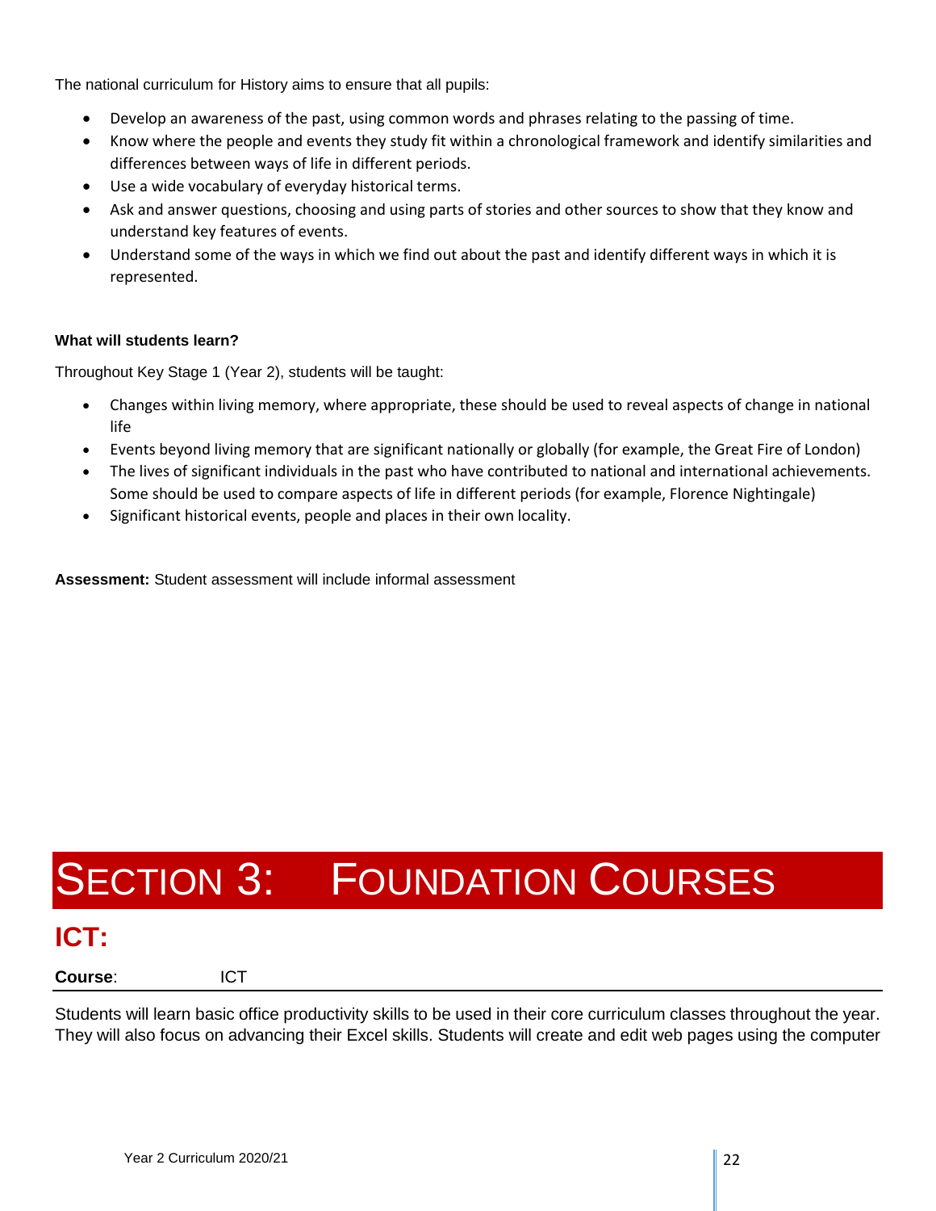The national curriculum for History aims to ensure that all pupils:

- Develop an awareness of the past, using common words and phrases relating to the passing of time.
- Know where the people and events they study fit within a chronological framework and identify similarities and differences between ways of life in different periods.
- Use a wide vocabulary of everyday historical terms.
- Ask and answer questions, choosing and using parts of stories and other sources to show that they know and understand key features of events.
- Understand some of the ways in which we find out about the past and identify different ways in which it is represented.

**What will students learn?**

Throughout Key Stage 1 (Year 2), students will be taught:

- Changes within living memory, where appropriate, these should be used to reveal aspects of change in national life
- Events beyond living memory that are significant nationally or globally (for example, the Great Fire of London)
- The lives of significant individuals in the past who have contributed to national and international achievements. Some should be used to compare aspects of life in different periods (for example, Florence Nightingale)
- Significant historical events, people and places in their own locality.

**Assessment:** Student assessment will include informal assessment

# SECTION 3: FOUNDATION COURSES

## ICT:

**Course**: ICT

Students will learn basic office productivity skills to be used in their core curriculum classes throughout the year. They will also focus on advancing their Excel skills. Students will create and edit web pages using the computer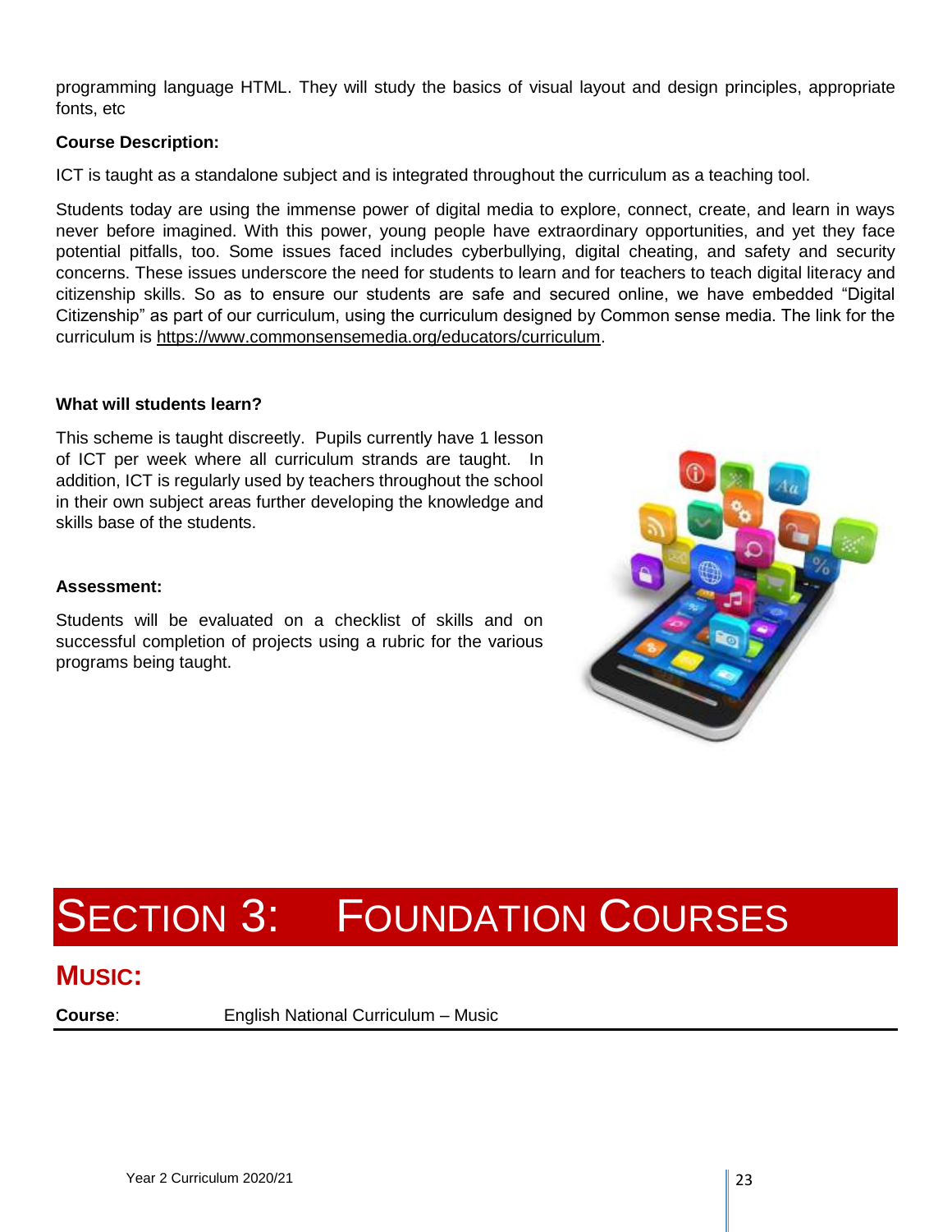programming language HTML. They will study the basics of visual layout and design principles, appropriate fonts, etc

**Course Description:**

ICT is taught as a standalone subject and is integrated throughout the curriculum as a teaching tool.

Students today are using the immense power of digital media to explore, connect, create, and learn in ways never before imagined. With this power, young people have extraordinary opportunities, and yet they face potential pitfalls, too. Some issues faced includes cyberbullying, digital cheating, and safety and security concerns. These issues underscore the need for students to learn and for teachers to teach digital literacy and citizenship skills. So as to ensure our students are safe and secured online, we have embedded "Digital Citizenship" as part of our curriculum, using the curriculum designed by Common sense media. The link for the curriculum is https://www.commonsensemedia.org/educators/curriculum.

**What will students learn?**

This scheme is taught discreetly. Pupils currently have 1 lesson of ICT per week where all curriculum strands are taught. In addition, ICT is regularly used by teachers throughout the school in their own subject areas further developing the knowledge and skills base of the students.

**Assessment:**

Students will be evaluated on a checklist of skills and on successful completion of projects using a rubric for the various programs being taught.

# SECTION 3: FOUNDATION COURSES

## MUSIC:

**Course**: English National Curriculum – Music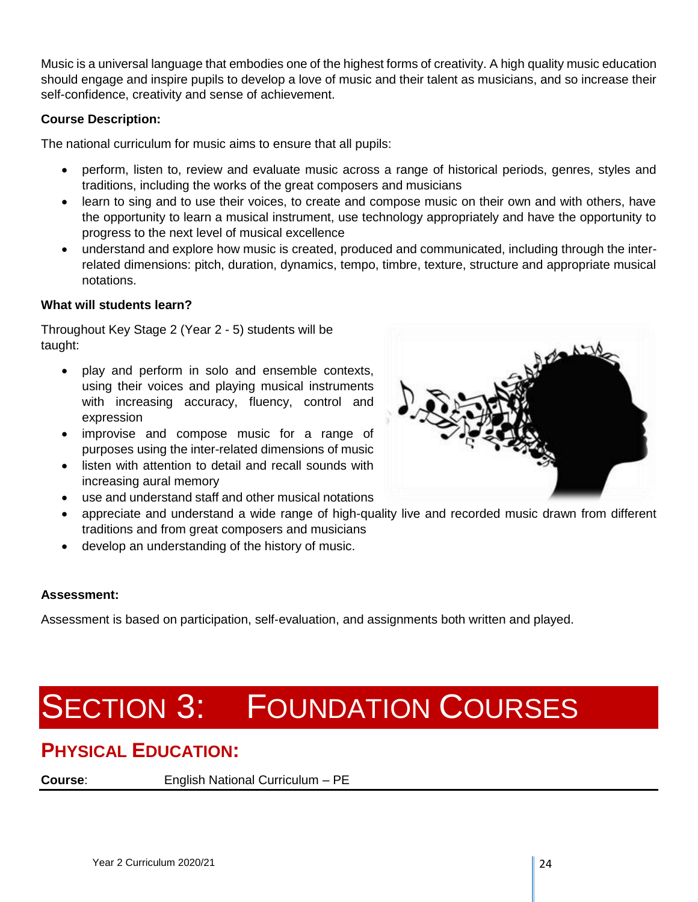Music is a universal language that embodies one of the highest forms of creativity. A high quality music education should engage and inspire pupils to develop a love of music and their talent as musicians, and so increase their self-confidence, creativity and sense of achievement.

**Course Description:**

The national curriculum for music aims to ensure that all pupils:

- perform, listen to, review and evaluate music across a range of historical periods, genres, styles and traditions, including the works of the great composers and musicians
- learn to sing and to use their voices, to create and compose music on their own and with others, have the opportunity to learn a musical instrument, use technology appropriately and have the opportunity to progress to the next level of musical excellence
- understand and explore how music is created, produced and communicated, including through the inter-related dimensions: pitch, duration, dynamics, tempo, timbre, texture, structure and appropriate musical notations.

**What will students learn?**

Throughout Key Stage 2 (Year 2 - 5) students will be taught:

- play and perform in solo and ensemble contexts, using their voices and playing musical instruments with increasing accuracy, fluency, control and expression
- improvise and compose music for a range of purposes using the inter-related dimensions of music
- listen with attention to detail and recall sounds with increasing aural memory
- use and understand staff and other musical notations
- appreciate and understand a wide range of high-quality live and recorded music drawn from different traditions and from great composers and musicians
- develop an understanding of the history of music.

**Assessment:**

Assessment is based on participation, self-evaluation, and assignments both written and played.

# SECTION 3: FOUNDATION COURSES

## PHYSICAL EDUCATION:

**Course**: English National Curriculum – PE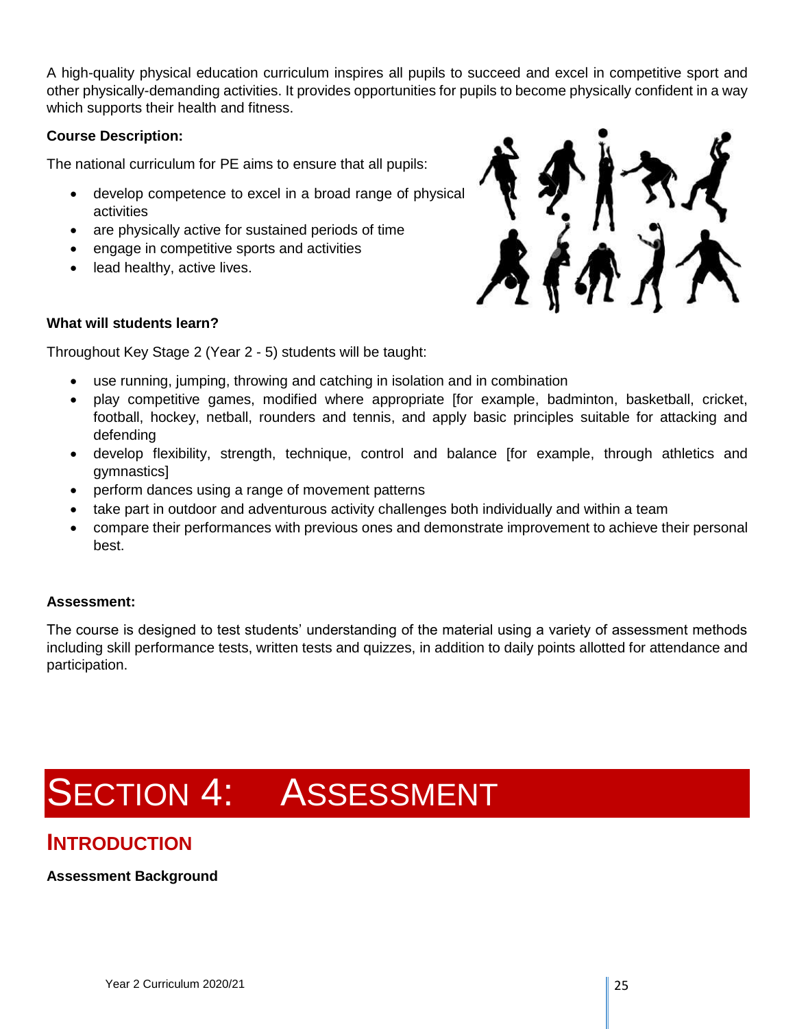A high-quality physical education curriculum inspires all pupils to succeed and excel in competitive sport and other physically-demanding activities. It provides opportunities for pupils to become physically confident in a way which supports their health and fitness.

**Course Description:**

The national curriculum for PE aims to ensure that all pupils:

- develop competence to excel in a broad range of physical activities
- are physically active for sustained periods of time
- engage in competitive sports and activities
- lead healthy, active lives.

**What will students learn?**

Throughout Key Stage 2 (Year 2 - 5) students will be taught:

- use running, jumping, throwing and catching in isolation and in combination
- play competitive games, modified where appropriate [for example, badminton, basketball, cricket, football, hockey, netball, rounders and tennis, and apply basic principles suitable for attacking and defending
- develop flexibility, strength, technique, control and balance [for example, through athletics and gymnastics]
- perform dances using a range of movement patterns
- take part in outdoor and adventurous activity challenges both individually and within a team
- compare their performances with previous ones and demonstrate improvement to achieve their personal best.

**Assessment:**

The course is designed to test students' understanding of the material using a variety of assessment methods including skill performance tests, written tests and quizzes, in addition to daily points allotted for attendance and participation.

# SECTION 4: ASSESSMENT

## INTRODUCTION

**Assessment Background**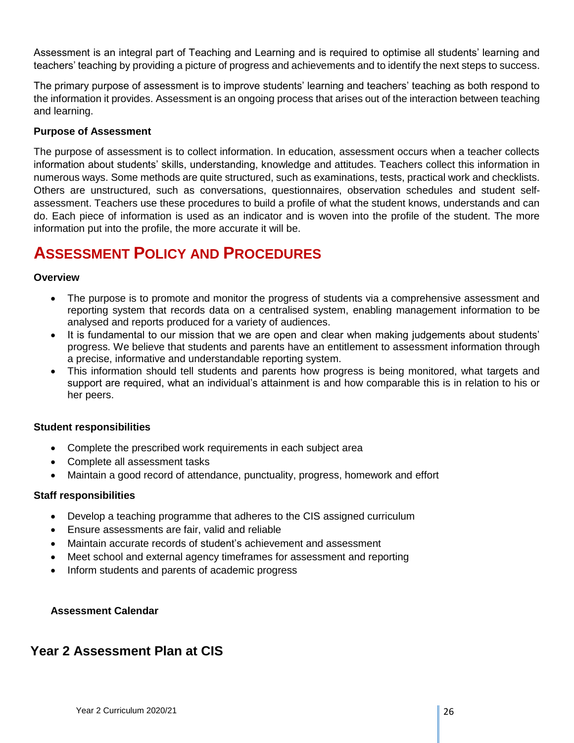Assessment is an integral part of Teaching and Learning and is required to optimise all students' learning and teachers' teaching by providing a picture of progress and achievements and to identify the next steps to success.

The primary purpose of assessment is to improve students' learning and teachers' teaching as both respond to the information it provides. Assessment is an ongoing process that arises out of the interaction between teaching and learning.

**Purpose of Assessment**

The purpose of assessment is to collect information. In education, assessment occurs when a teacher collects information about students' skills, understanding, knowledge and attitudes. Teachers collect this information in numerous ways. Some methods are quite structured, such as examinations, tests, practical work and checklists. Others are unstructured, such as conversations, questionnaires, observation schedules and student self-assessment. Teachers use these procedures to build a profile of what the student knows, understands and can do. Each piece of information is used as an indicator and is woven into the profile of the student. The more information put into the profile, the more accurate it will be.

# Assessment Policy and Procedures

**Overview**

- The purpose is to promote and monitor the progress of students via a comprehensive assessment and reporting system that records data on a centralised system, enabling management information to be analysed and reports produced for a variety of audiences.
- It is fundamental to our mission that we are open and clear when making judgements about students' progress. We believe that students and parents have an entitlement to assessment information through a precise, informative and understandable reporting system.
- This information should tell students and parents how progress is being monitored, what targets and support are required, what an individual's attainment is and how comparable this is in relation to his or her peers.

**Student responsibilities**

- Complete the prescribed work requirements in each subject area
- Complete all assessment tasks
- Maintain a good record of attendance, punctuality, progress, homework and effort

**Staff responsibilities**

- Develop a teaching programme that adheres to the CIS assigned curriculum
- Ensure assessments are fair, valid and reliable
- Maintain accurate records of student's achievement and assessment
- Meet school and external agency timeframes for assessment and reporting
- Inform students and parents of academic progress

**Assessment Calendar**

## Year 2 Assessment Plan at CIS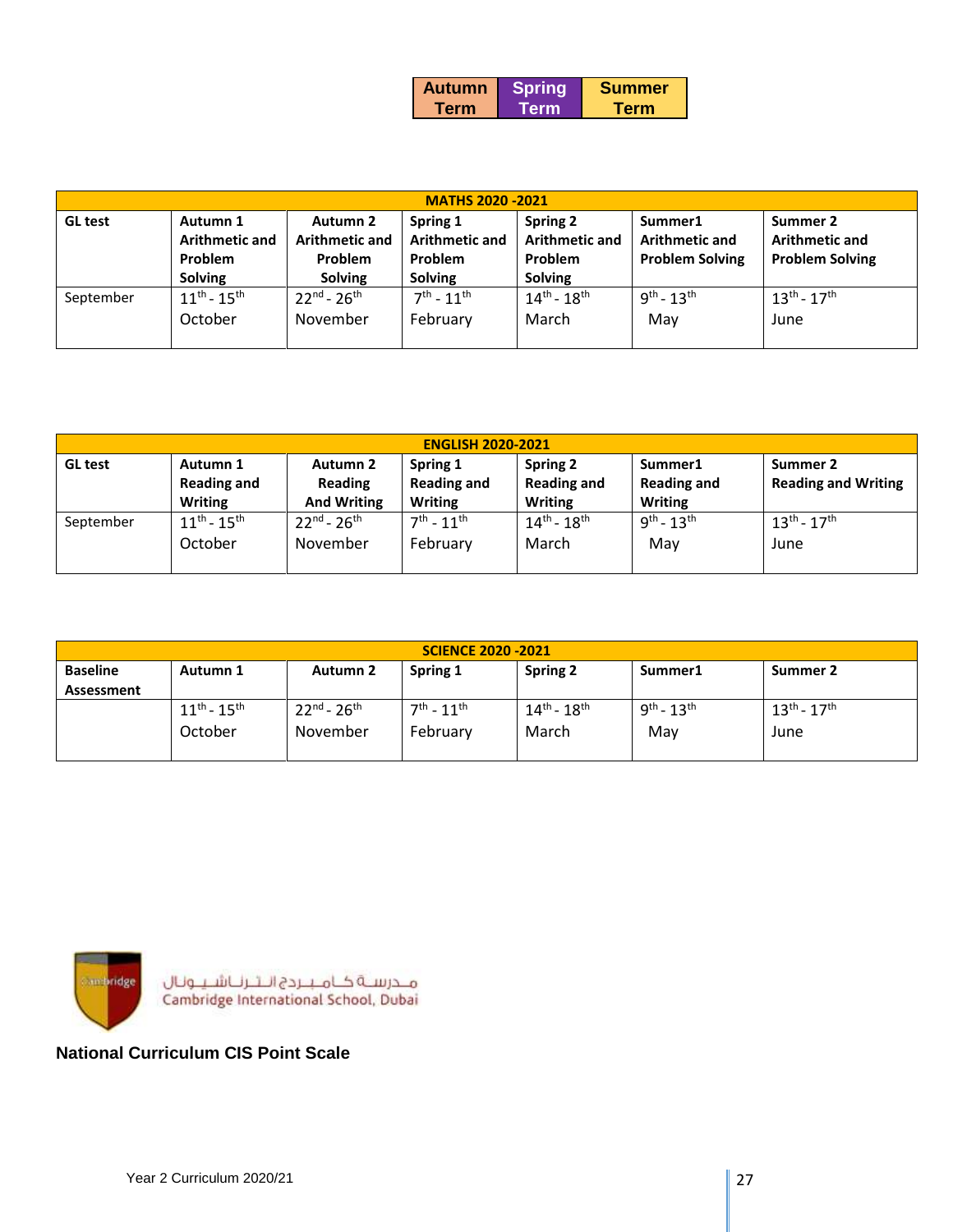| Autumn Term | Spring Term | Summer Term |
|---|---|---|

| MATHS 2020 -2021 | | | | | | |
|---|---|---|---|---|---|---|
| **GL test** | **Autumn 1 Arithmetic and Problem Solving** | **Autumn 2 Arithmetic and Problem Solving** | **Spring 1 Arithmetic and Problem Solving** | **Spring 2 Arithmetic and Problem Solving** | **Summer1 Arithmetic and Problem Solving** | **Summer 2 Arithmetic and Problem Solving** |
| September | 11th - 15th October | 22nd - 26th November | 7th - 11th February | 14th - 18th March | 9th - 13th May | 13th - 17th June |

| ENGLISH 2020-2021 | | | | | | |
|---|---|---|---|---|---|---|
| **GL test** | **Autumn 1 Reading and Writing** | **Autumn 2 Reading And Writing** | **Spring 1 Reading and Writing** | **Spring 2 Reading and Writing** | **Summer1 Reading and Writing** | **Summer 2 Reading and Writing** |
| September | 11th - 15th October | 22nd - 26th November | 7th - 11th February | 14th - 18th March | 9th - 13th May | 13th - 17th June |

| SCIENCE 2020 -2021 | | | | | | |
|---|---|---|---|---|---|---|
| **Baseline Assessment** | **Autumn 1** | **Autumn 2** | **Spring 1** | **Spring 2** | **Summer1** | **Summer 2** |
| | 11th - 15th October | 22nd - 26th November | 7th - 11th February | 14th - 18th March | 9th - 13th May | 13th - 17th June |

مدرسة كامبردج انترناشيونال
Cambridge International School, Dubai

**National Curriculum CIS Point Scale**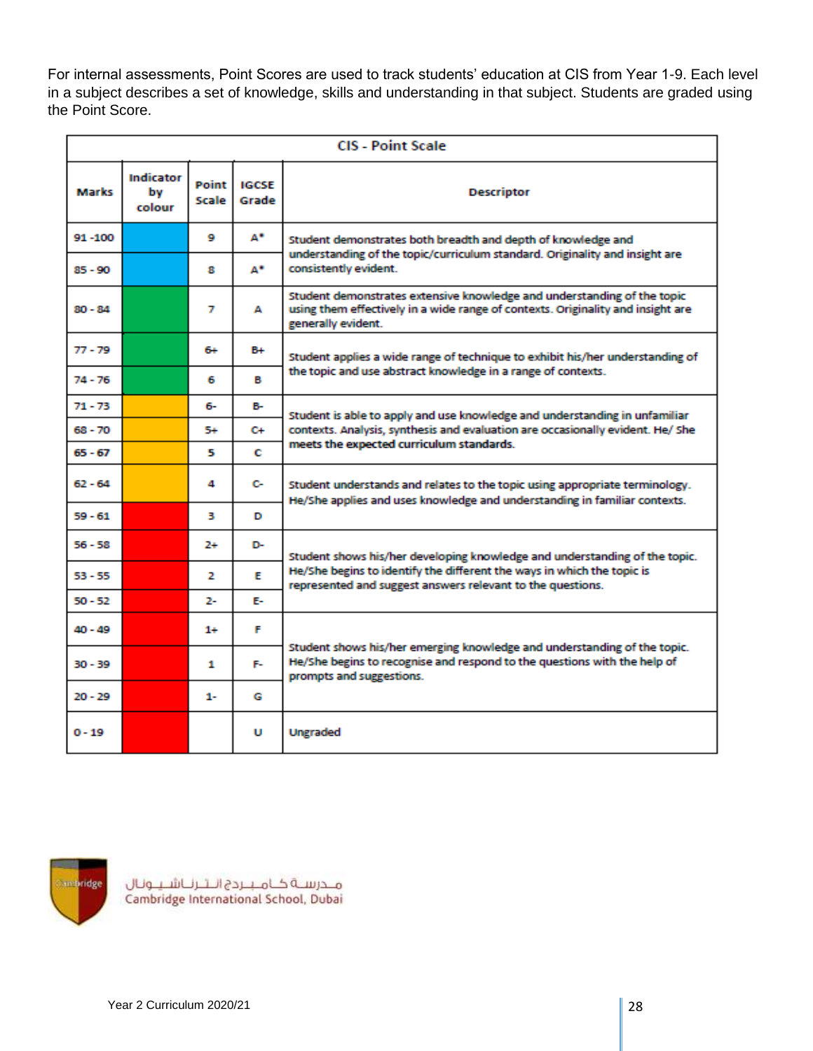For internal assessments, Point Scores are used to track students' education at CIS from Year 1-9. Each level in a subject describes a set of knowledge, skills and understanding in that subject. Students are graded using the Point Score.

| CIS - Point Scale | | | | |
|---|---|---|---|---|
| **Marks** | **Indicator by colour** | **Point Scale** | **IGCSE Grade** | **Descriptor** |
| 91 -100 | Blue | 9 | A* | Student demonstrates both breadth and depth of knowledge and understanding of the topic/curriculum standard. Originality and insight are consistently evident. |
| 85 - 90 | Blue | 8 | A* | |
| 80 - 84 | Green | 7 | A | Student demonstrates extensive knowledge and understanding of the topic using them effectively in a wide range of contexts. Originality and insight are generally evident. |
| 77 - 79 | Green | 6+ | B+ | Student applies a wide range of technique to exhibit his/her understanding of the topic and use abstract knowledge in a range of contexts. |
| 74 - 76 | Green | 6 | B | |
| 71 - 73 | Amber | 6- | B- | Student is able to apply and use knowledge and understanding in unfamiliar contexts. Analysis, synthesis and evaluation are occasionally evident. He/ She meets the expected curriculum standards. |
| 68 - 70 | Amber | 5+ | C+ | |
| 65 - 67 | Amber | 5 | C | |
| 62 - 64 | Amber | 4 | C- | Student understands and relates to the topic using appropriate terminology. He/She applies and uses knowledge and understanding in familiar contexts. |
| 59 - 61 | Red | 3 | D | |
| 56 - 58 | Red | 2+ | D- | Student shows his/her developing knowledge and understanding of the topic. He/She begins to identify the different the ways in which the topic is represented and suggest answers relevant to the questions. |
| 53 - 55 | Red | 2 | E | |
| 50 - 52 | Red | 2- | E- | |
| 40 - 49 | Red | 1+ | F | Student shows his/her emerging knowledge and understanding of the topic. He/She begins to recognise and respond to the questions with the help of prompts and suggestions. |
| 30 - 39 | Red | 1 | F- | |
| 20 - 29 | Red | 1- | G | |
| 0 - 19 | Red | | U | Ungraded |

مدرسة كامبردج انترناشيونال
Cambridge International School, Dubai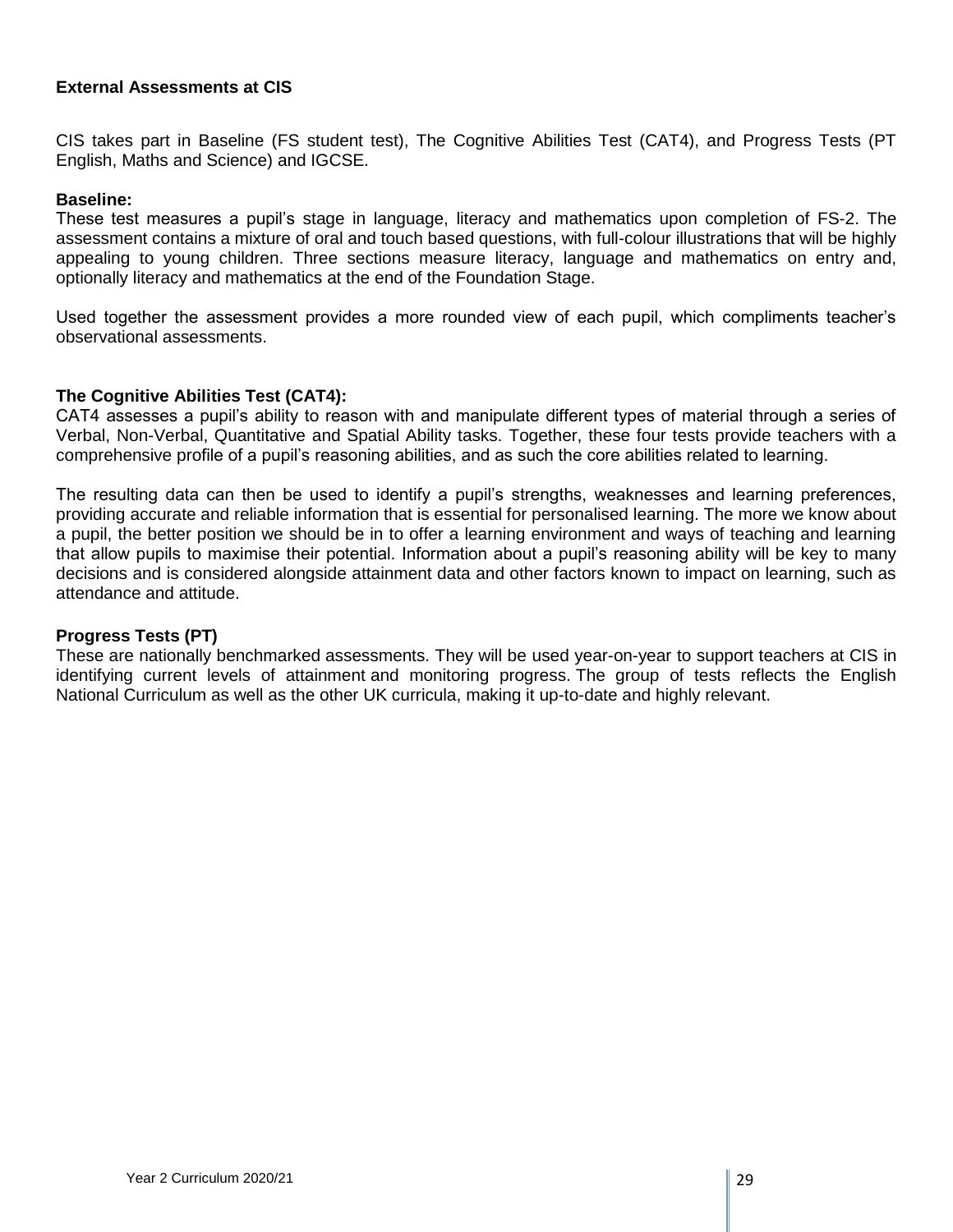**External Assessments at CIS**

CIS takes part in Baseline (FS student test), The Cognitive Abilities Test (CAT4), and Progress Tests (PT English, Maths and Science) and IGCSE.

**Baseline:**

These test measures a pupil's stage in language, literacy and mathematics upon completion of FS-2. The assessment contains a mixture of oral and touch based questions, with full-colour illustrations that will be highly appealing to young children. Three sections measure literacy, language and mathematics on entry and, optionally literacy and mathematics at the end of the Foundation Stage.

Used together the assessment provides a more rounded view of each pupil, which compliments teacher's observational assessments.

**The Cognitive Abilities Test (CAT4):**

CAT4 assesses a pupil's ability to reason with and manipulate different types of material through a series of Verbal, Non-Verbal, Quantitative and Spatial Ability tasks. Together, these four tests provide teachers with a comprehensive profile of a pupil's reasoning abilities, and as such the core abilities related to learning.

The resulting data can then be used to identify a pupil's strengths, weaknesses and learning preferences, providing accurate and reliable information that is essential for personalised learning. The more we know about a pupil, the better position we should be in to offer a learning environment and ways of teaching and learning that allow pupils to maximise their potential. Information about a pupil's reasoning ability will be key to many decisions and is considered alongside attainment data and other factors known to impact on learning, such as attendance and attitude.

**Progress Tests (PT)**

These are nationally benchmarked assessments. They will be used year-on-year to support teachers at CIS in identifying current levels of attainment and monitoring progress. The group of tests reflects the English National Curriculum as well as the other UK curricula, making it up-to-date and highly relevant.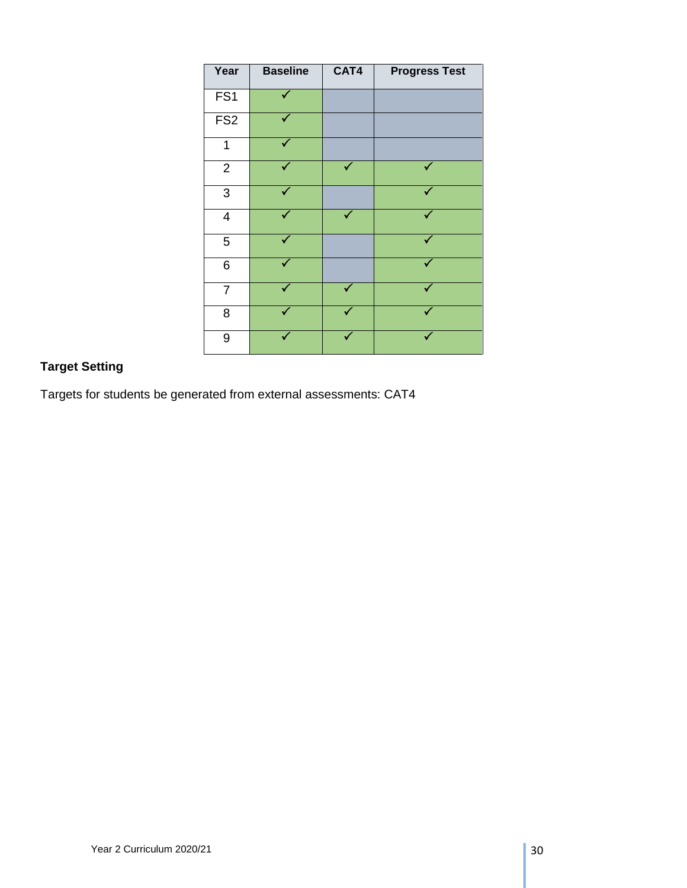| Year | Baseline | CAT4 | Progress Test |
|---|---|---|---|
| FS1 | ✓ | | |
| FS2 | ✓ | | |
| 1 | ✓ | | |
| 2 | ✓ | ✓ | ✓ |
| 3 | ✓ | | ✓ |
| 4 | ✓ | ✓ | ✓ |
| 5 | ✓ | | ✓ |
| 6 | ✓ | | ✓ |
| 7 | ✓ | ✓ | ✓ |
| 8 | ✓ | ✓ | ✓ |
| 9 | ✓ | ✓ | ✓ |

**Target Setting**

Targets for students be generated from external assessments: CAT4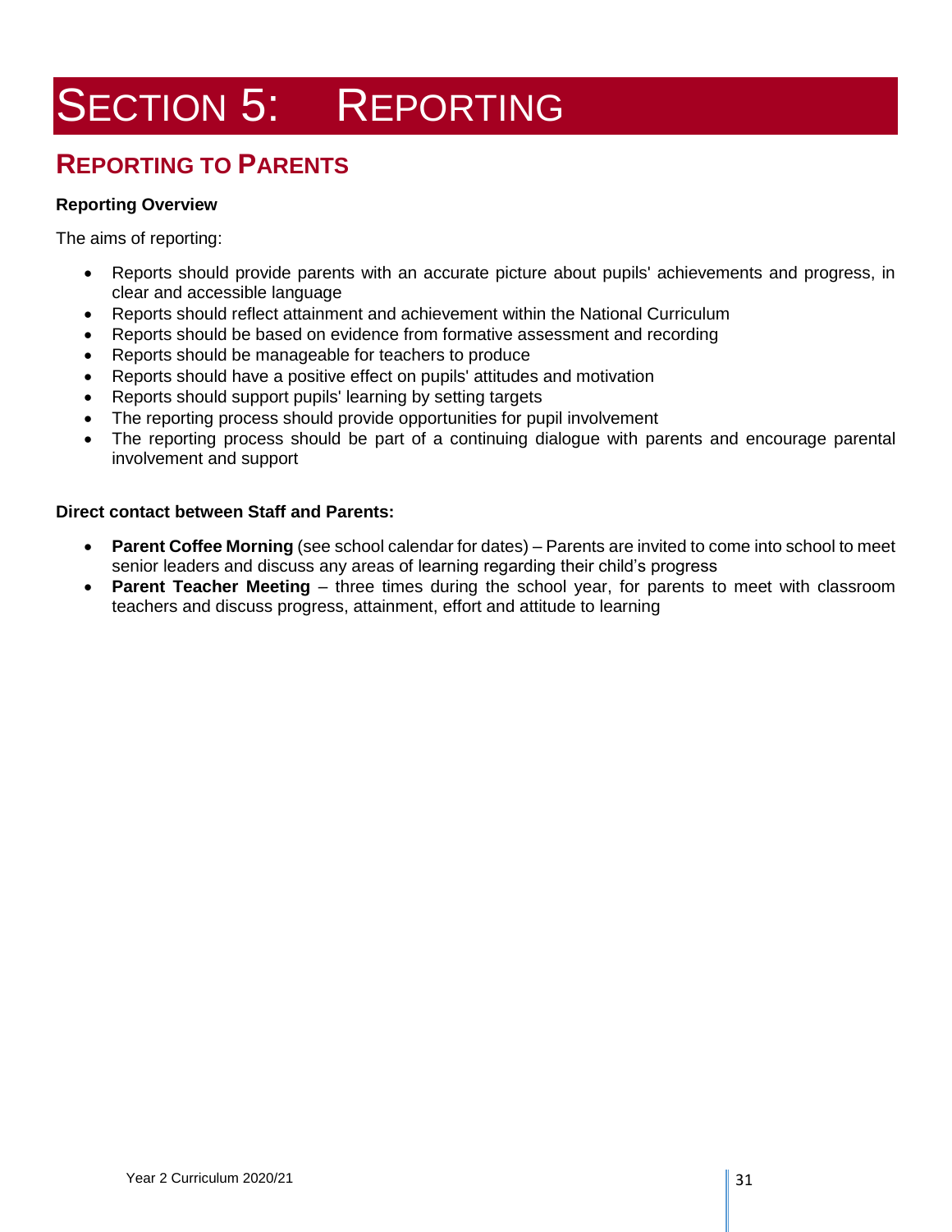# SECTION 5: REPORTING

## REPORTING TO PARENTS

**Reporting Overview**

The aims of reporting:

- Reports should provide parents with an accurate picture about pupils' achievements and progress, in clear and accessible language
- Reports should reflect attainment and achievement within the National Curriculum
- Reports should be based on evidence from formative assessment and recording
- Reports should be manageable for teachers to produce
- Reports should have a positive effect on pupils' attitudes and motivation
- Reports should support pupils' learning by setting targets
- The reporting process should provide opportunities for pupil involvement
- The reporting process should be part of a continuing dialogue with parents and encourage parental involvement and support

**Direct contact between Staff and Parents:**

- **Parent Coffee Morning** (see school calendar for dates) – Parents are invited to come into school to meet senior leaders and discuss any areas of learning regarding their child's progress
- **Parent Teacher Meeting** – three times during the school year, for parents to meet with classroom teachers and discuss progress, attainment, effort and attitude to learning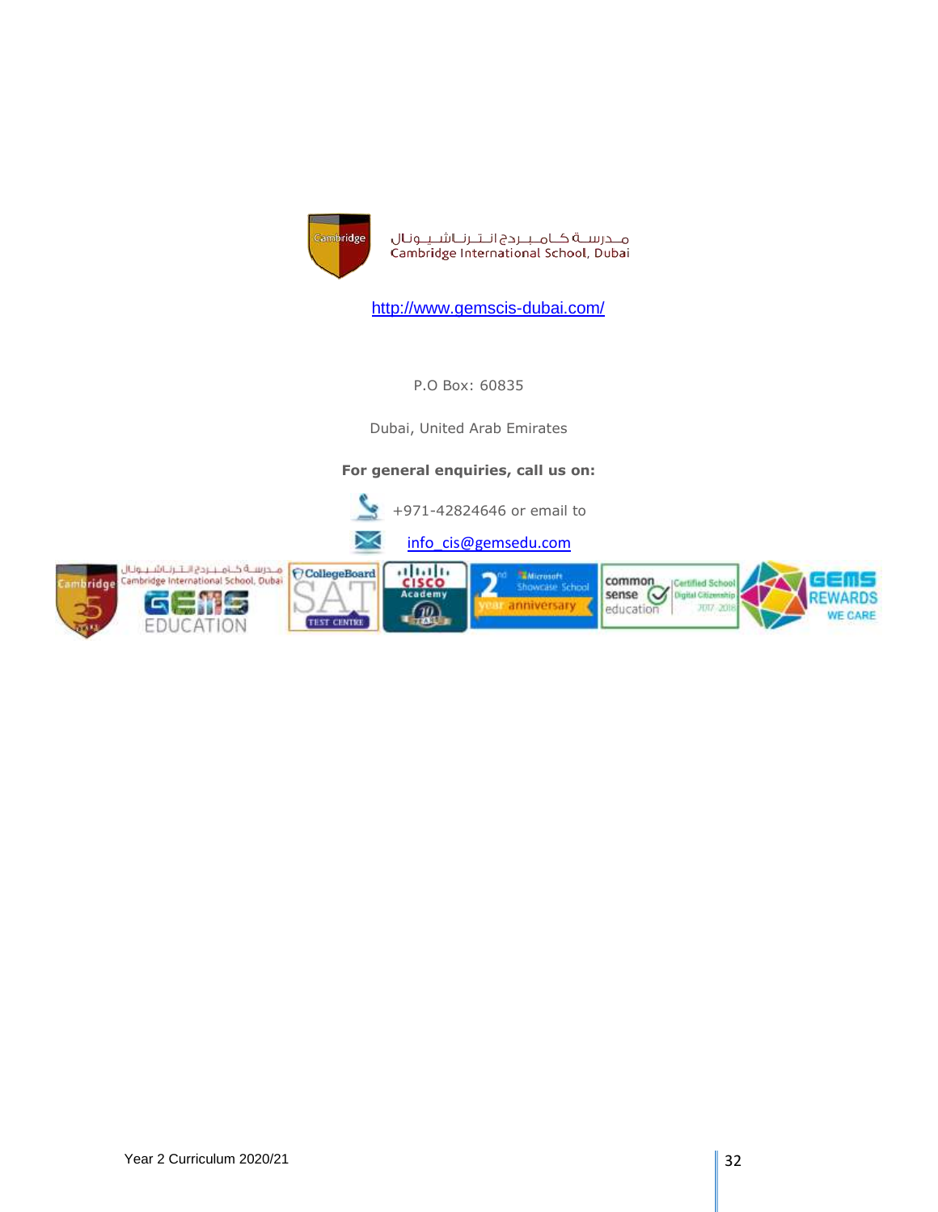مـدرسـة كـامـبـردج انـتـرنـاشـيـونال
Cambridge International School, Dubai

http://www.gemscis-dubai.com/

P.O Box: 60835

Dubai, United Arab Emirates

**For general enquiries, call us on:**

+971-42824646 or email to

info_cis@gemsedu.com